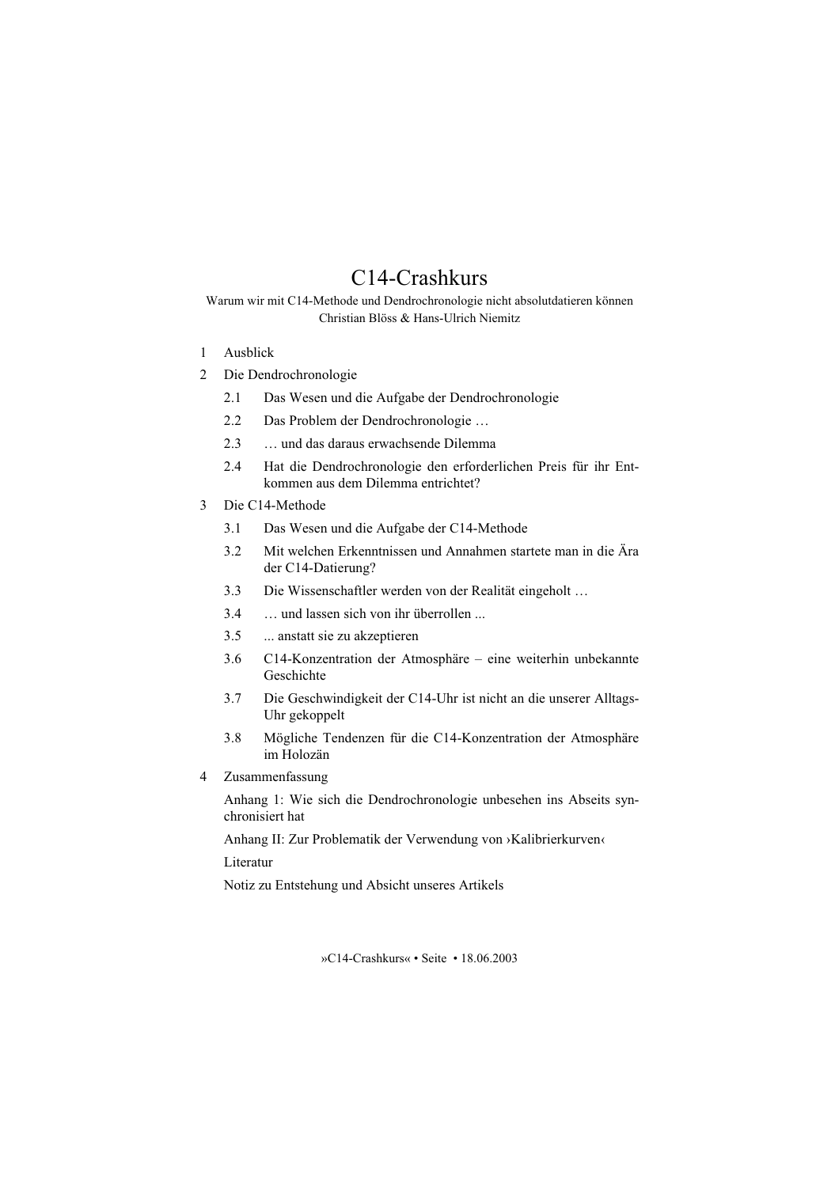# C14-Crashkurs

Warum wir mit C14-Methode und Dendrochronologie nicht absolutdatieren können

Christian Blöss & Hans-Ulrich Niemitz

1 Ausblick

2 Die Dendrochronologie

- 2.1 Das Wesen und die Aufgabe der Dendrochronologie
- 2.2 Das Problem der Dendrochronologie …
- 2.3 … und das daraus erwachsende Dilemma
- 2.4 Hat die Dendrochronologie den erforderlichen Preis für ihr Entkommen aus dem Dilemma entrichtet?

3 Die C14-Methode

- 3.1 Das Wesen und die Aufgabe der C14-Methode
- 3.2 Mit welchen Erkenntnissen und Annahmen startete man in die Ära der C14-Datierung?
- 3.3 Die Wissenschaftler werden von der Realität eingeholt …
- 3.4 … und lassen sich von ihr überrollen ...
- 3.5 ... anstatt sie zu akzeptieren
- 3.6 C14-Konzentration der Atmosphäre – eine weiterhin unbekannte Geschichte
- 3.7 Die Geschwindigkeit der C14-Uhr ist nicht an die unserer Alltags-Uhr gekoppelt
- 3.8 Mögliche Tendenzen für die C14-Konzentration der Atmosphäre im Holozän

4 Zusammenfassung

Anhang 1: Wie sich die Dendrochronologie unbesehen ins Abseits synchronisiert hat

Anhang II: Zur Problematik der Verwendung von ›Kalibrierkurven‹

Literatur

Notiz zu Entstehung und Absicht unseres Artikels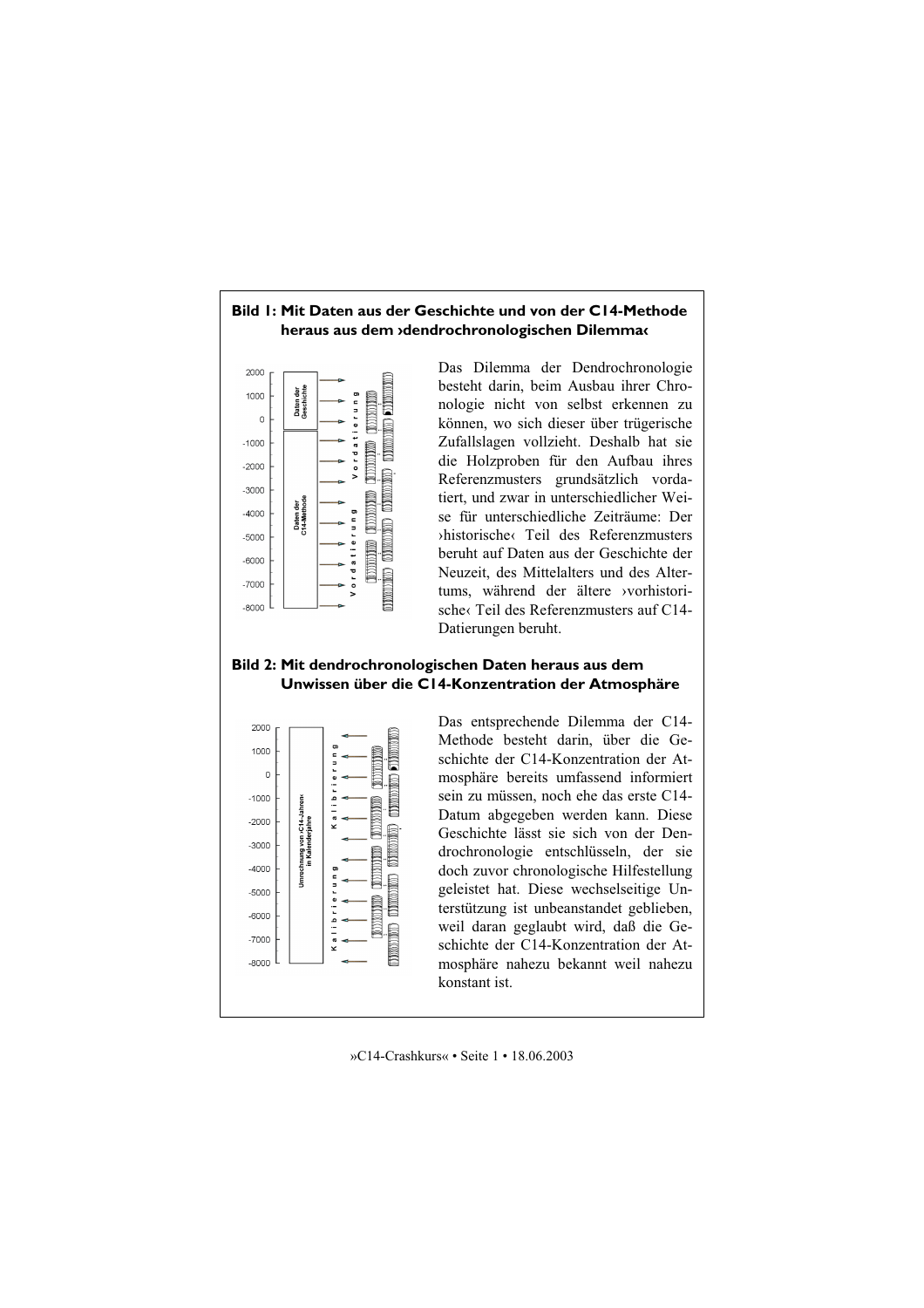**Bild 1: Mit Daten aus der Geschichte und von der C14-Methode heraus aus dem ›dendrochronologischen Dilemma‹**

Das Dilemma der Dendrochronologie besteht darin, beim Ausbau ihrer Chronologie nicht von selbst erkennen zu können, wo sich dieser über trügerische Zufallslagen vollzieht. Deshalb hat sie die Holzproben für den Aufbau ihres Referenzmusters grundsätzlich vordatiert, und zwar in unterschiedlicher Weise für unterschiedliche Zeiträume: Der ›historische‹ Teil des Referenzmusters beruht auf Daten aus der Geschichte der Neuzeit, des Mittelalters und des Altertums, während der ältere ›vorhistorische‹ Teil des Referenzmusters auf C14-Datierungen beruht.

**Bild 2: Mit dendrochronologischen Daten heraus aus dem Unwissen über die C14-Konzentration der Atmosphäre**

Das entsprechende Dilemma der C14-Methode besteht darin, über die Geschichte der C14-Konzentration der Atmosphäre bereits umfassend informiert sein zu müssen, noch ehe das erste C14-Datum abgegeben werden kann. Diese Geschichte lässt sie sich von der Dendrochronologie entschlüsseln, der sie doch zuvor chronologische Hilfestellung geleistet hat. Diese wechselseitige Unterstützung ist unbeanstandet geblieben, weil daran geglaubt wird, daß die Geschichte der C14-Konzentration der Atmosphäre nahezu bekannt weil nahezu konstant ist.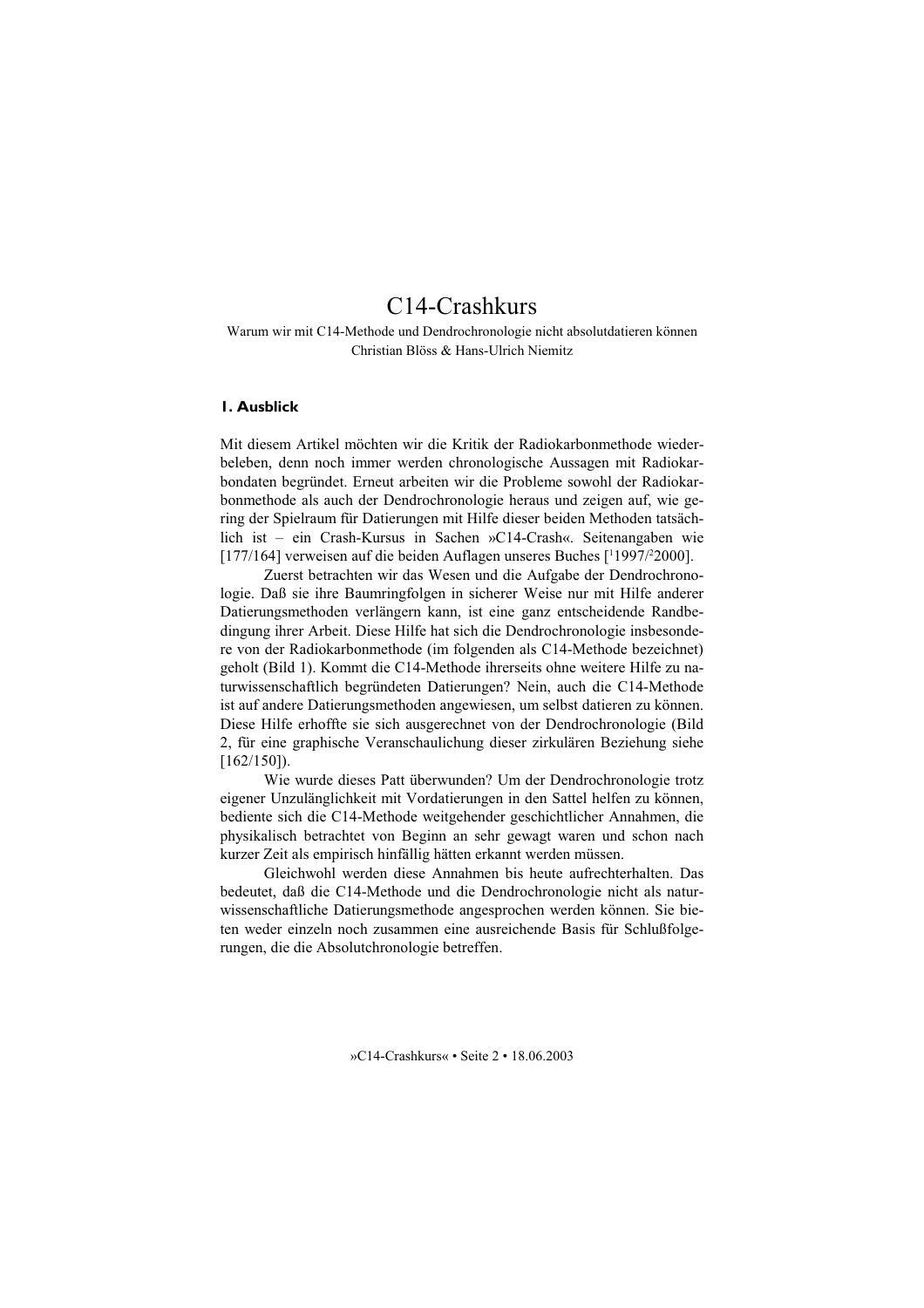# C14-Crashkurs

Warum wir mit C14-Methode und Dendrochronologie nicht absolutdatieren können

Christian Blöss & Hans-Ulrich Niemitz

## 1. Ausblick

Mit diesem Artikel möchten wir die Kritik der Radiokarbonmethode wiederbeleben, denn noch immer werden chronologische Aussagen mit Radiokarbondaten begründet. Erneut arbeiten wir die Probleme sowohl der Radiokarbonmethode als auch der Dendrochronologie heraus und zeigen auf, wie gering der Spielraum für Datierungen mit Hilfe dieser beiden Methoden tatsächlich ist – ein Crash-Kursus in Sachen »C14-Crash«. Seitenangaben wie [177/164] verweisen auf die beiden Auflagen unseres Buches [[1]1997/[2]2000].

Zuerst betrachten wir das Wesen und die Aufgabe der Dendrochronologie. Daß sie ihre Baumringfolgen in sicherer Weise nur mit Hilfe anderer Datierungsmethoden verlängern kann, ist eine ganz entscheidende Randbedingung ihrer Arbeit. Diese Hilfe hat sich die Dendrochronologie insbesondere von der Radiokarbonmethode (im folgenden als C14-Methode bezeichnet) geholt (Bild 1). Kommt die C14-Methode ihrerseits ohne weitere Hilfe zu naturwissenschaftlich begründeten Datierungen? Nein, auch die C14-Methode ist auf andere Datierungsmethoden angewiesen, um selbst datieren zu können. Diese Hilfe erhoffte sie sich ausgerechnet von der Dendrochronologie (Bild 2, für eine graphische Veranschaulichung dieser zirkulären Beziehung siehe [162/150]).

Wie wurde dieses Patt überwunden? Um der Dendrochronologie trotz eigener Unzulänglichkeit mit Vordatierungen in den Sattel helfen zu können, bediente sich die C14-Methode weitgehender geschichtlicher Annahmen, die physikalisch betrachtet von Beginn an sehr gewagt waren und schon nach kurzer Zeit als empirisch hinfällig hätten erkannt werden müssen.

Gleichwohl werden diese Annahmen bis heute aufrechterhalten. Das bedeutet, daß die C14-Methode und die Dendrochronologie nicht als naturwissenschaftliche Datierungsmethode angesprochen werden können. Sie bieten weder einzeln noch zusammen eine ausreichende Basis für Schlußfolgerungen, die die Absolutchronologie betreffen.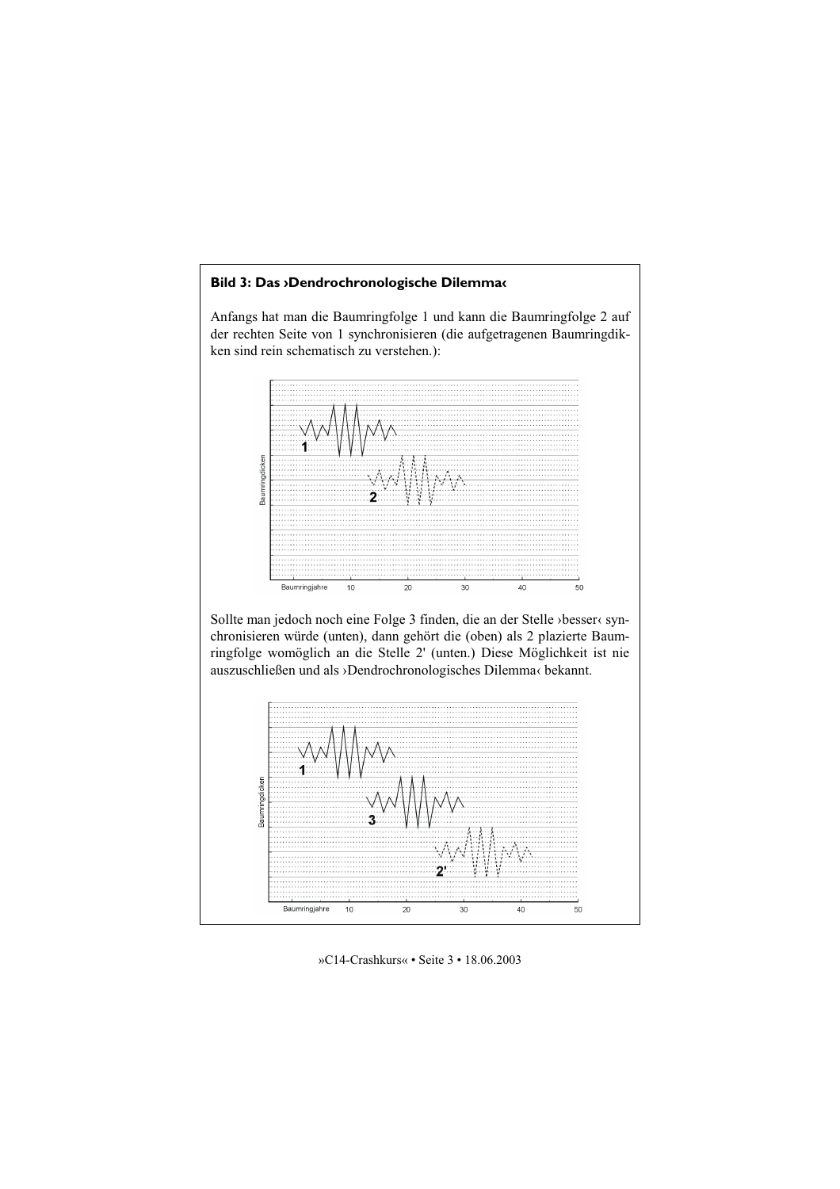**Bild 3: Das ›Dendrochronologische Dilemma‹**

Anfangs hat man die Baumringfolge 1 und kann die Baumringfolge 2 auf der rechten Seite von 1 synchronisieren (die aufgetragenen Baumringdicken sind rein schematisch zu verstehen.):

Sollte man jedoch noch eine Folge 3 finden, die an der Stelle ›besser‹ synchronisieren würde (unten), dann gehört die (oben) als 2 plazierte Baumringfolge womöglich an die Stelle 2' (unten.) Diese Möglichkeit ist nie auszuschließen und als ›Dendrochronologisches Dilemma‹ bekannt.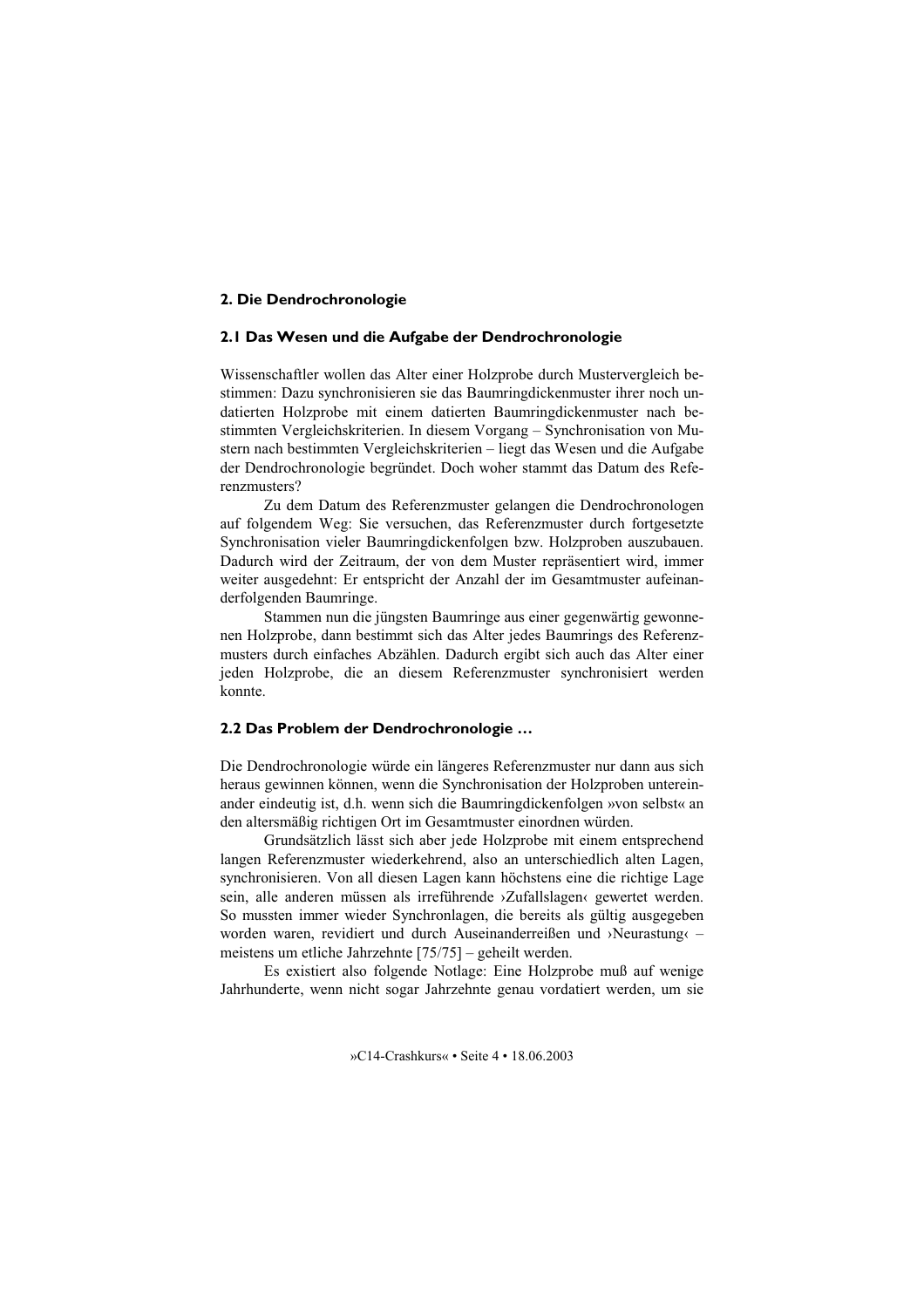## 2. Die Dendrochronologie

### 2.1 Das Wesen und die Aufgabe der Dendrochronologie

Wissenschaftler wollen das Alter einer Holzprobe durch Mustervergleich bestimmen: Dazu synchronisieren sie das Baumringdickenmuster ihrer noch undatierten Holzprobe mit einem datierten Baumringdickenmuster nach bestimmten Vergleichskriterien. In diesem Vorgang – Synchronisation von Mustern nach bestimmten Vergleichskriterien – liegt das Wesen und die Aufgabe der Dendrochronologie begründet. Doch woher stammt das Datum des Referenzmusters?

Zu dem Datum des Referenzmuster gelangen die Dendrochronologen auf folgendem Weg: Sie versuchen, das Referenzmuster durch fortgesetzte Synchronisation vieler Baumringdickenfolgen bzw. Holzproben auszubauen. Dadurch wird der Zeitraum, der von dem Muster repräsentiert wird, immer weiter ausgedehnt: Er entspricht der Anzahl der im Gesamtmuster aufeinanderfolgenden Baumringe.

Stammen nun die jüngsten Baumringe aus einer gegenwärtig gewonnenen Holzprobe, dann bestimmt sich das Alter jedes Baumrings des Referenzmusters durch einfaches Abzählen. Dadurch ergibt sich auch das Alter einer jeden Holzprobe, die an diesem Referenzmuster synchronisiert werden konnte.

### 2.2 Das Problem der Dendrochronologie …

Die Dendrochronologie würde ein längeres Referenzmuster nur dann aus sich heraus gewinnen können, wenn die Synchronisation der Holzproben untereinander eindeutig ist, d.h. wenn sich die Baumringdickenfolgen »von selbst« an den altersmäßig richtigen Ort im Gesamtmuster einordnen würden.

Grundsätzlich lässt sich aber jede Holzprobe mit einem entsprechend langen Referenzmuster wiederkehrend, also an unterschiedlich alten Lagen, synchronisieren. Von all diesen Lagen kann höchstens eine die richtige Lage sein, alle anderen müssen als irreführende ›Zufallslagen‹ gewertet werden. So mussten immer wieder Synchronlagen, die bereits als gültig ausgegeben worden waren, revidiert und durch Auseinanderreißen und ›Neurastung‹ – meistens um etliche Jahrzehnte [75/75] – geheilt werden.

Es existiert also folgende Notlage: Eine Holzprobe muß auf wenige Jahrhunderte, wenn nicht sogar Jahrzehnte genau vordatiert werden, um sie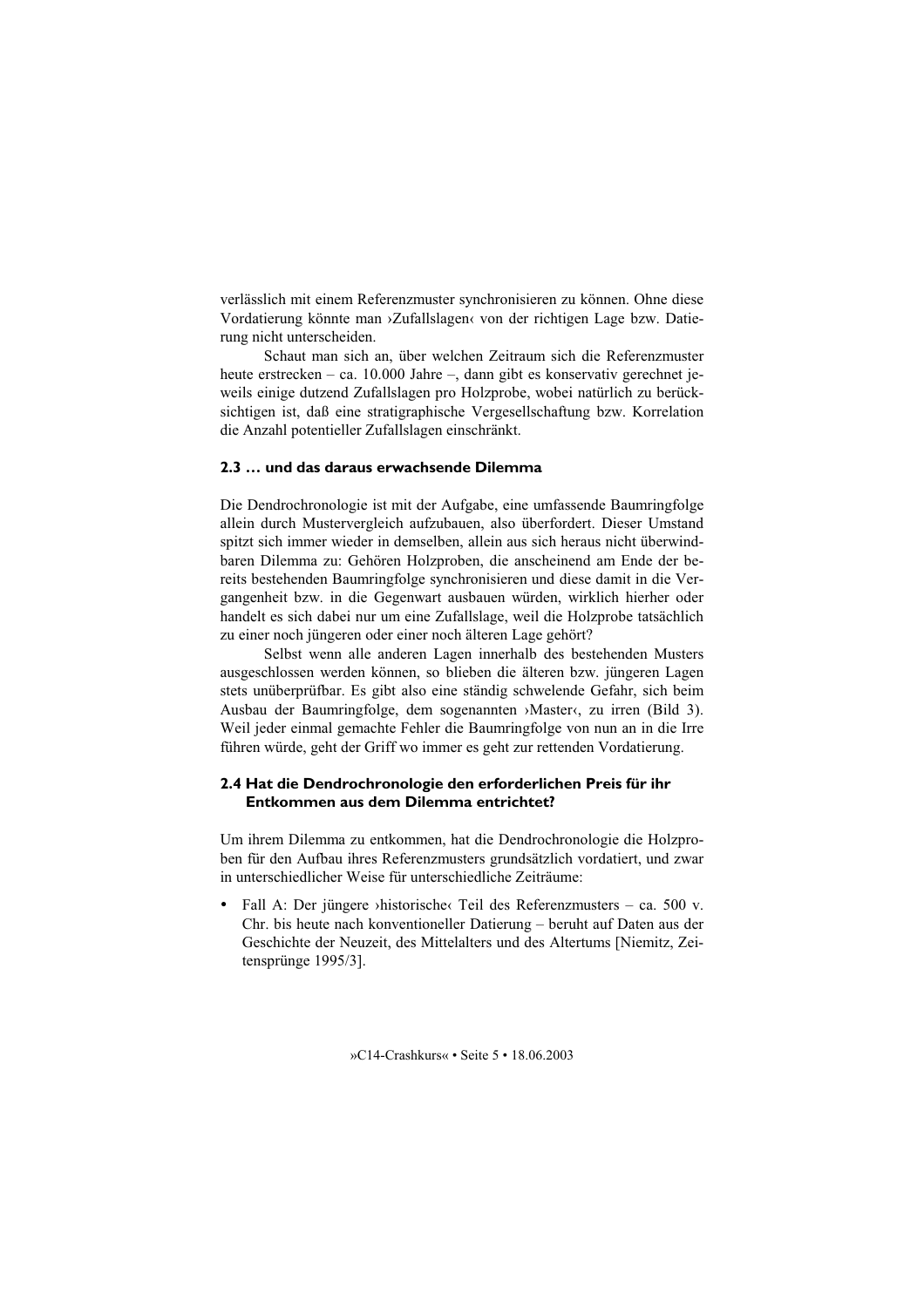verlässlich mit einem Referenzmuster synchronisieren zu können. Ohne diese Vordatierung könnte man ›Zufallslagen‹ von der richtigen Lage bzw. Datierung nicht unterscheiden.

Schaut man sich an, über welchen Zeitraum sich die Referenzmuster heute erstrecken – ca. 10.000 Jahre –, dann gibt es konservativ gerechnet jeweils einige dutzend Zufallslagen pro Holzprobe, wobei natürlich zu berücksichtigen ist, daß eine stratigraphische Vergesellschaftung bzw. Korrelation die Anzahl potentieller Zufallslagen einschränkt.

### 2.3 … und das daraus erwachsende Dilemma

Die Dendrochronologie ist mit der Aufgabe, eine umfassende Baumringfolge allein durch Mustervergleich aufzubauen, also überfordert. Dieser Umstand spitzt sich immer wieder in demselben, allein aus sich heraus nicht überwindbaren Dilemma zu: Gehören Holzproben, die anscheinend am Ende der bereits bestehenden Baumringfolge synchronisieren und diese damit in die Vergangenheit bzw. in die Gegenwart ausbauen würden, wirklich hierher oder handelt es sich dabei nur um eine Zufallslage, weil die Holzprobe tatsächlich zu einer noch jüngeren oder einer noch älteren Lage gehört?

Selbst wenn alle anderen Lagen innerhalb des bestehenden Musters ausgeschlossen werden können, so blieben die älteren bzw. jüngeren Lagen stets unüberprüfbar. Es gibt also eine ständig schwelende Gefahr, sich beim Ausbau der Baumringfolge, dem sogenannten ›Master‹, zu irren (Bild 3). Weil jeder einmal gemachte Fehler die Baumringfolge von nun an in die Irre führen würde, geht der Griff wo immer es geht zur rettenden Vordatierung.

### 2.4 Hat die Dendrochronologie den erforderlichen Preis für ihr Entkommen aus dem Dilemma entrichtet?

Um ihrem Dilemma zu entkommen, hat die Dendrochronologie die Holzproben für den Aufbau ihres Referenzmusters grundsätzlich vordatiert, und zwar in unterschiedlicher Weise für unterschiedliche Zeiträume:

- Fall A: Der jüngere ›historische‹ Teil des Referenzmusters – ca. 500 v. Chr. bis heute nach konventioneller Datierung – beruht auf Daten aus der Geschichte der Neuzeit, des Mittelalters und des Altertums [Niemitz, Zeitensprünge 1995/3].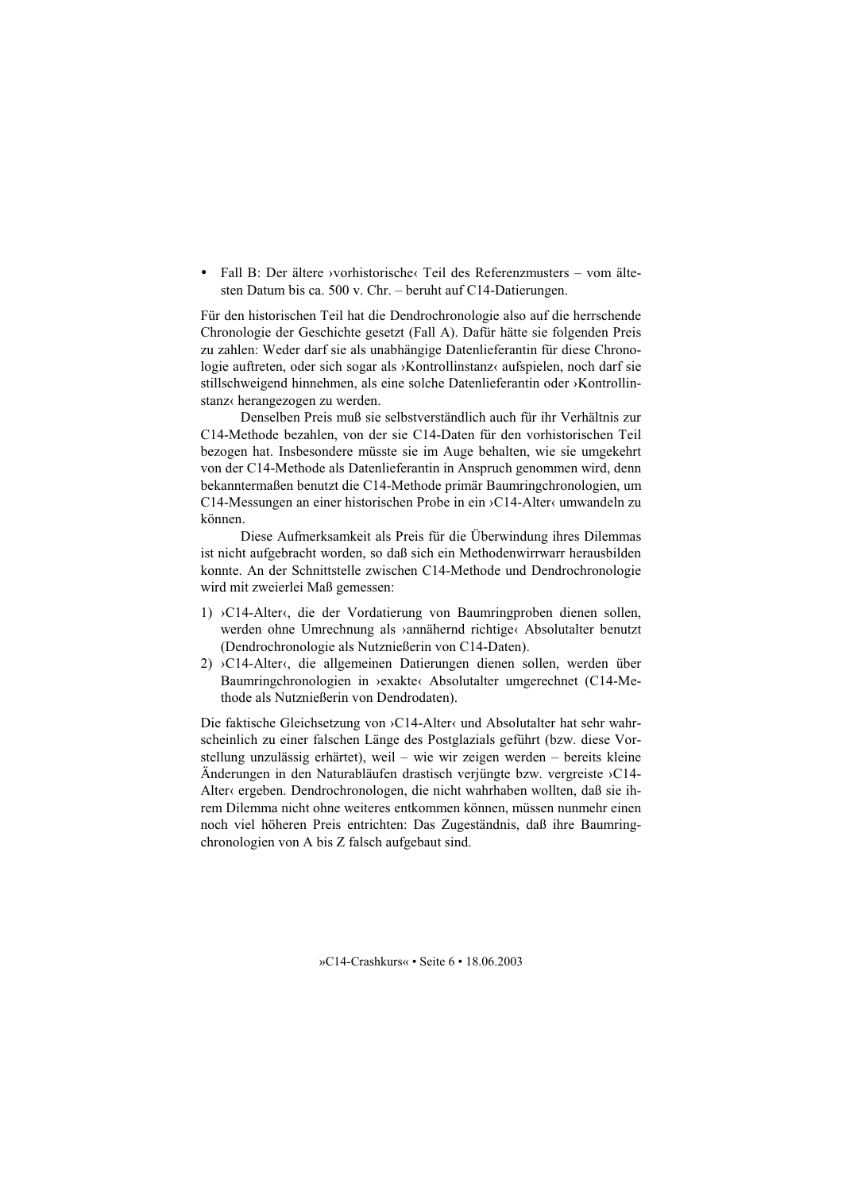- Fall B: Der ältere ›vorhistorische‹ Teil des Referenzmusters – vom ältesten Datum bis ca. 500 v. Chr. – beruht auf C14-Datierungen.

Für den historischen Teil hat die Dendrochronologie also auf die herrschende Chronologie der Geschichte gesetzt (Fall A). Dafür hätte sie folgenden Preis zu zahlen: Weder darf sie als unabhängige Datenlieferantin für diese Chronologie auftreten, oder sich sogar als ›Kontrollinstanz‹ aufspielen, noch darf sie stillschweigend hinnehmen, als eine solche Datenlieferantin oder ›Kontrollinstanz‹ herangezogen zu werden.

Denselben Preis muß sie selbstverständlich auch für ihr Verhältnis zur C14-Methode bezahlen, von der sie C14-Daten für den vorhistorischen Teil bezogen hat. Insbesondere müsste sie im Auge behalten, wie sie umgekehrt von der C14-Methode als Datenlieferantin in Anspruch genommen wird, denn bekanntermaßen benutzt die C14-Methode primär Baumringchronologien, um C14-Messungen an einer historischen Probe in ein ›C14-Alter‹ umwandeln zu können.

Diese Aufmerksamkeit als Preis für die Überwindung ihres Dilemmas ist nicht aufgebracht worden, so daß sich ein Methodenwirrwarr herausbilden konnte. An der Schnittstelle zwischen C14-Methode und Dendrochronologie wird mit zweierlei Maß gemessen:

1) ›C14-Alter‹, die der Vordatierung von Baumringproben dienen sollen, werden ohne Umrechnung als ›annähernd richtige‹ Absolutalter benutzt (Dendrochronologie als Nutznießerin von C14-Daten).
2) ›C14-Alter‹, die allgemeinen Datierungen dienen sollen, werden über Baumringchronologien in ›exakte‹ Absolutalter umgerechnet (C14-Methode als Nutznießerin von Dendrodaten).

Die faktische Gleichsetzung von ›C14-Alter‹ und Absolutalter hat sehr wahrscheinlich zu einer falschen Länge des Postglazials geführt (bzw. diese Vorstellung unzulässig erhärtet), weil – wie wir zeigen werden – bereits kleine Änderungen in den Naturabläufen drastisch verjüngte bzw. vergreiste ›C14-Alter‹ ergeben. Dendrochronologen, die nicht wahrhaben wollten, daß sie ihrem Dilemma nicht ohne weiteres entkommen können, müssen nunmehr einen noch viel höheren Preis entrichten: Das Zugeständnis, daß ihre Baumringchronologien von A bis Z falsch aufgebaut sind.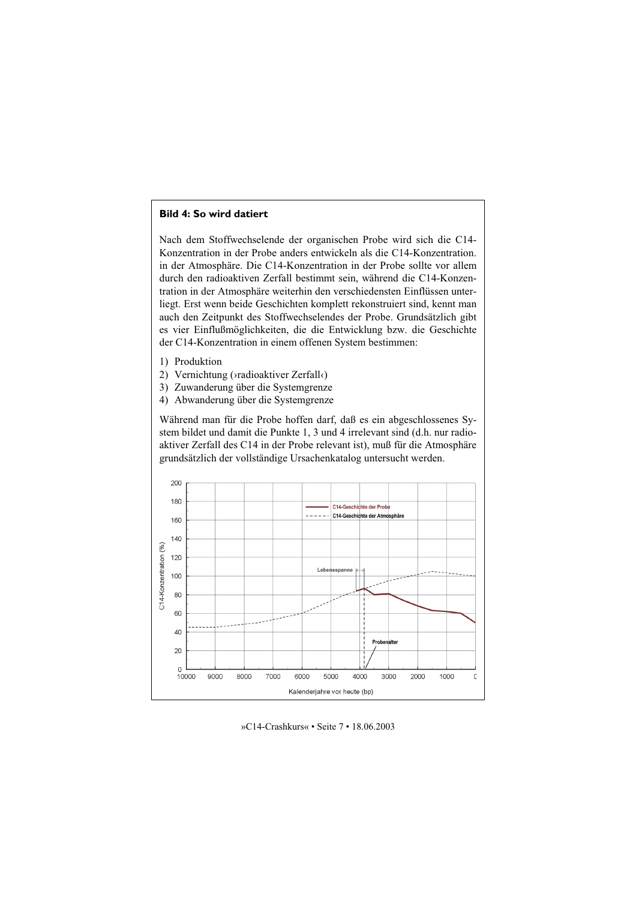**Bild 4: So wird datiert**

Nach dem Stoffwechselende der organischen Probe wird sich die C14-Konzentration in der Probe anders entwickeln als die C14-Konzentration. in der Atmosphäre. Die C14-Konzentration in der Probe sollte vor allem durch den radioaktiven Zerfall bestimmt sein, während die C14-Konzentration in der Atmosphäre weiterhin den verschiedensten Einflüssen unterliegt. Erst wenn beide Geschichten komplett rekonstruiert sind, kennt man auch den Zeitpunkt des Stoffwechselendes der Probe. Grundsätzlich gibt es vier Einflußmöglichkeiten, die die Entwicklung bzw. die Geschichte der C14-Konzentration in einem offenen System bestimmen:

1) Produktion
2) Vernichtung (›radioaktiver Zerfall‹)
3) Zuwanderung über die Systemgrenze
4) Abwanderung über die Systemgrenze

Während man für die Probe hoffen darf, daß es ein abgeschlossenes System bildet und damit die Punkte 1, 3 und 4 irrelevant sind (d.h. nur radioaktiver Zerfall des C14 in der Probe relevant ist), muß für die Atmosphäre grundsätzlich der vollständige Ursachenkatalog untersucht werden.

C14-Konzentration (%) — C14-Geschichte der Probe; C14-Geschichte der Atmosphäre; Lebensspanne; Probenalter; Kalenderjahre vor heute (bp)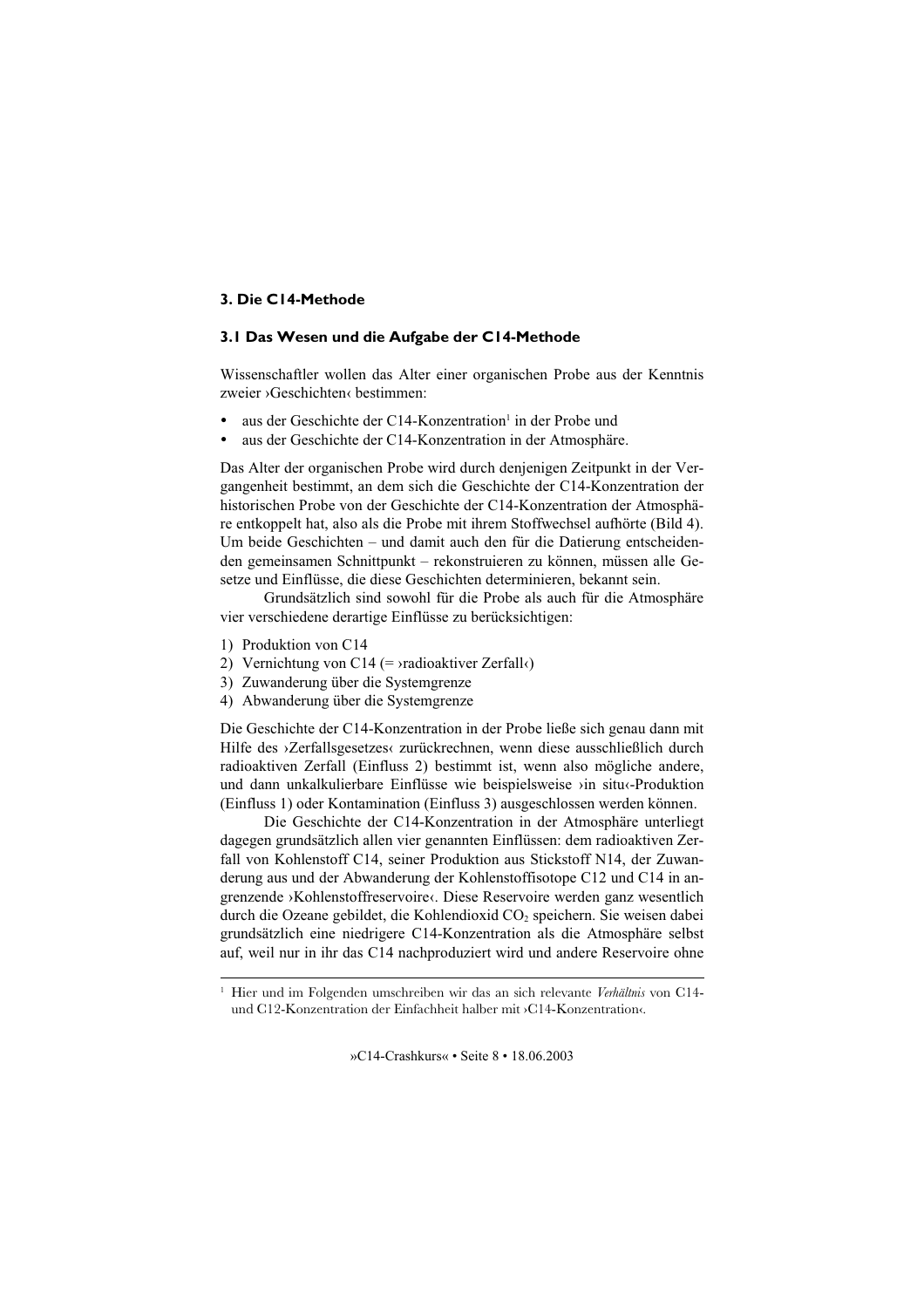## 3. Die C14-Methode

### 3.1 Das Wesen und die Aufgabe der C14-Methode

Wissenschaftler wollen das Alter einer organischen Probe aus der Kenntnis zweier ›Geschichten‹ bestimmen:

- aus der Geschichte der C14-Konzentration[1] in der Probe und
- aus der Geschichte der C14-Konzentration in der Atmosphäre.

Das Alter der organischen Probe wird durch denjenigen Zeitpunkt in der Vergangenheit bestimmt, an dem sich die Geschichte der C14-Konzentration der historischen Probe von der Geschichte der C14-Konzentration der Atmosphäre entkoppelt hat, also als die Probe mit ihrem Stoffwechsel aufhörte (Bild 4). Um beide Geschichten – und damit auch den für die Datierung entscheidenden gemeinsamen Schnittpunkt – rekonstruieren zu können, müssen alle Gesetze und Einflüsse, die diese Geschichten determinieren, bekannt sein.

Grundsätzlich sind sowohl für die Probe als auch für die Atmosphäre vier verschiedene derartige Einflüsse zu berücksichtigen:

1) Produktion von C14
2) Vernichtung von C14 (= ›radioaktiver Zerfall‹)
3) Zuwanderung über die Systemgrenze
4) Abwanderung über die Systemgrenze

Die Geschichte der C14-Konzentration in der Probe ließe sich genau dann mit Hilfe des ›Zerfallsgesetzes‹ zurückrechnen, wenn diese ausschließlich durch radioaktiven Zerfall (Einfluss 2) bestimmt ist, wenn also mögliche andere, und dann unkalkulierbare Einflüsse wie beispielsweise ›in situ‹-Produktion (Einfluss 1) oder Kontamination (Einfluss 3) ausgeschlossen werden können.

Die Geschichte der C14-Konzentration in der Atmosphäre unterliegt dagegen grundsätzlich allen vier genannten Einflüssen: dem radioaktiven Zerfall von Kohlenstoff C14, seiner Produktion aus Stickstoff N14, der Zuwanderung aus und der Abwanderung der Kohlenstoffisotope C12 und C14 in angrenzende ›Kohlenstoffreservoire‹. Diese Reservoire werden ganz wesentlich durch die Ozeane gebildet, die Kohlendioxid $CO_2$ speichern. Sie weisen dabei grundsätzlich eine niedrigere C14-Konzentration als die Atmosphäre selbst auf, weil nur in ihr das C14 nachproduziert wird und andere Reservoire ohne

---

[1] Hier und im Folgenden umschreiben wir das an sich relevante *Verhältnis* von C14- und C12-Konzentration der Einfachheit halber mit ›C14-Konzentration‹.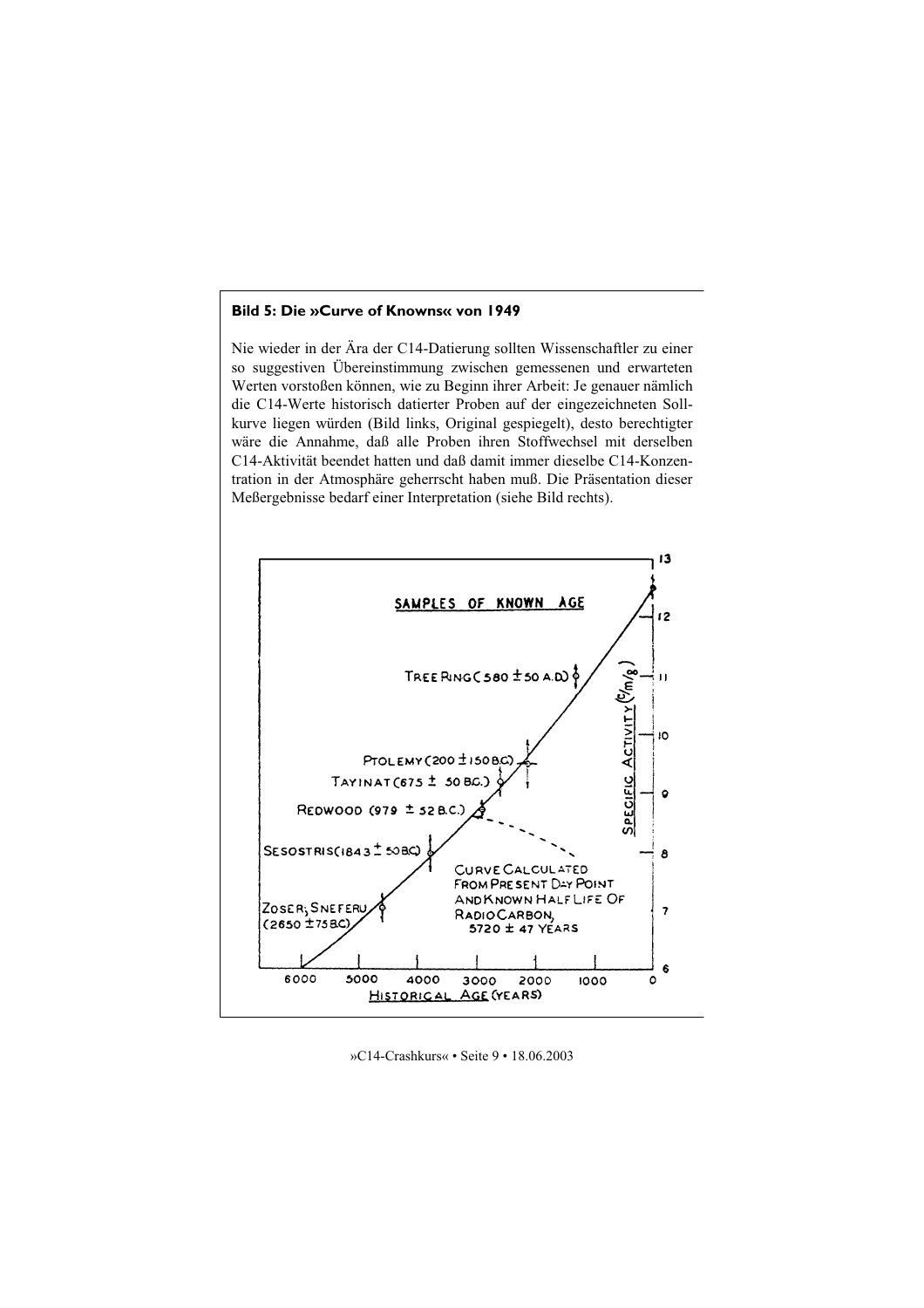**Bild 5: Die »Curve of Knowns« von 1949**

Nie wieder in der Ära der C14-Datierung sollten Wissenschaftler zu einer so suggestiven Übereinstimmung zwischen gemessenen und erwarteten Werten vorstoßen können, wie zu Beginn ihrer Arbeit: Je genauer nämlich die C14-Werte historisch datierter Proben auf der eingezeichneten Sollkurve liegen würden (Bild links, Original gespiegelt), desto berechtigter wäre die Annahme, daß alle Proben ihren Stoffwechsel mit derselben C14-Aktivität beendet hatten und daß damit immer dieselbe C14-Konzentration in der Atmosphäre geherrscht haben muß. Die Präsentation dieser Meßergebnisse bedarf einer Interpretation (siehe Bild rechts).

SAMPLES OF KNOWN AGE

TREE RING (580 ± 50 A.D.)

PTOLEMY (200 ± 150 B.C.)

TAYINAT (675 ± 50 B.C.)

REDWOOD (979 ± 52 B.C.)

SESOSTRIS (1843 ± 50 B.C.)

ZOSER; SNEFERU (2650 ± 75 B.C.)

CURVE CALCULATED FROM PRESENT DAY POINT AND KNOWN HALF LIFE OF RADIOCARBON, 5720 ± 47 YEARS

SPECIFIC ACTIVITY (c/m/g)

HISTORICAL AGE (YEARS)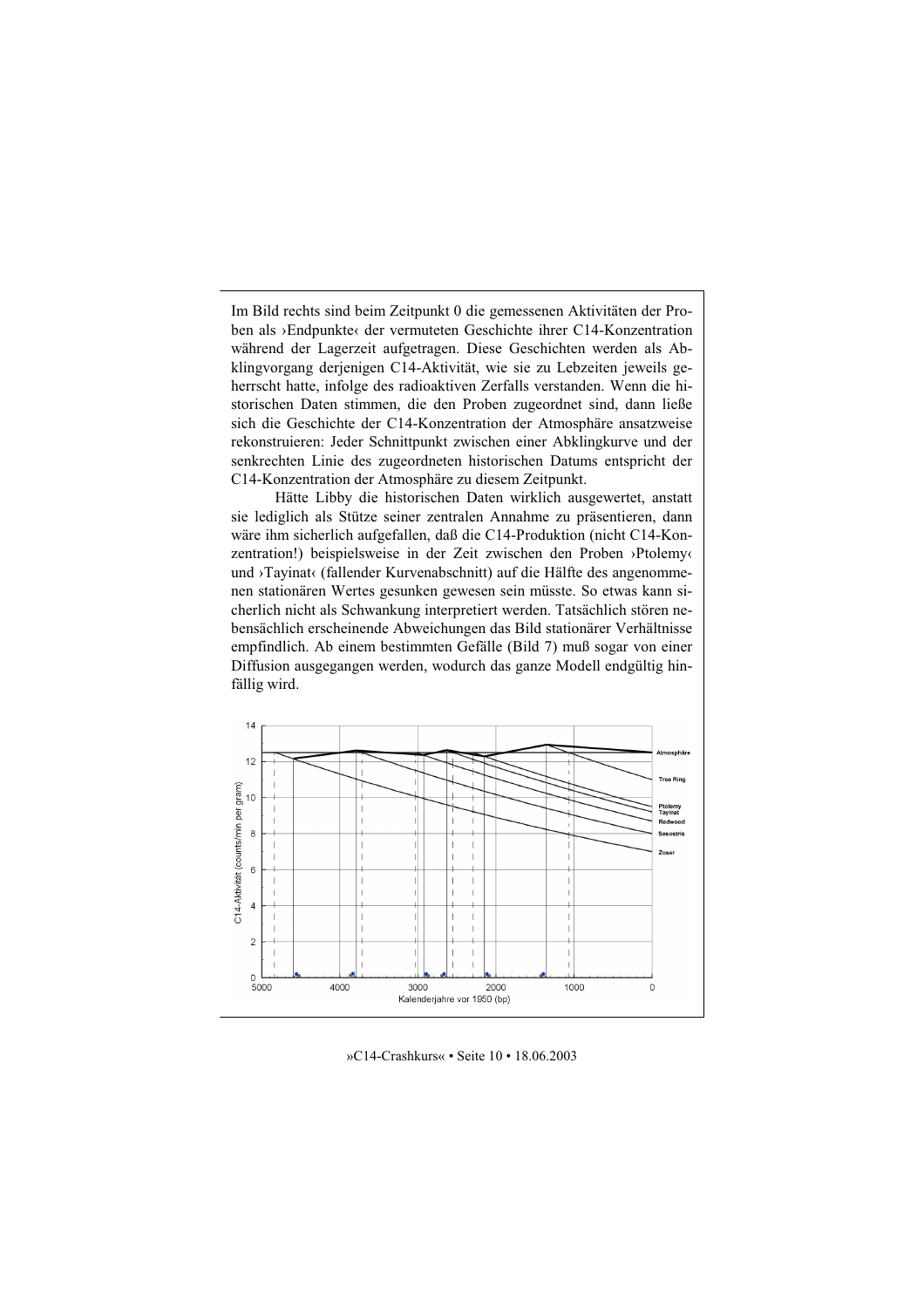Im Bild rechts sind beim Zeitpunkt 0 die gemessenen Aktivitäten der Proben als ›Endpunkte‹ der vermuteten Geschichte ihrer C14-Konzentration während der Lagerzeit aufgetragen. Diese Geschichten werden als Abklingvorgang derjenigen C14-Aktivität, wie sie zu Lebzeiten jeweils geherrscht hatte, infolge des radioaktiven Zerfalls verstanden. Wenn die historischen Daten stimmen, die den Proben zugeordnet sind, dann ließe sich die Geschichte der C14-Konzentration der Atmosphäre ansatzweise rekonstruieren: Jeder Schnittpunkt zwischen einer Abklingkurve und der senkrechten Linie des zugeordneten historischen Datums entspricht der C14-Konzentration der Atmosphäre zu diesem Zeitpunkt.

Hätte Libby die historischen Daten wirklich ausgewertet, anstatt sie lediglich als Stütze seiner zentralen Annahme zu präsentieren, dann wäre ihm sicherlich aufgefallen, daß die C14-Produktion (nicht C14-Konzentration!) beispielsweise in der Zeit zwischen den Proben ›Ptolemy‹ und ›Tayinat‹ (fallender Kurvenabschnitt) auf die Hälfte des angenommenen stationären Wertes gesunken gewesen sein müsste. So etwas kann sicherlich nicht als Schwankung interpretiert werden. Tatsächlich stören nebensächlich erscheinende Abweichungen das Bild stationärer Verhältnisse empfindlich. Ab einem bestimmten Gefälle (Bild 7) muß sogar von einer Diffusion ausgegangen werden, wodurch das ganze Modell endgültig hinfällig wird.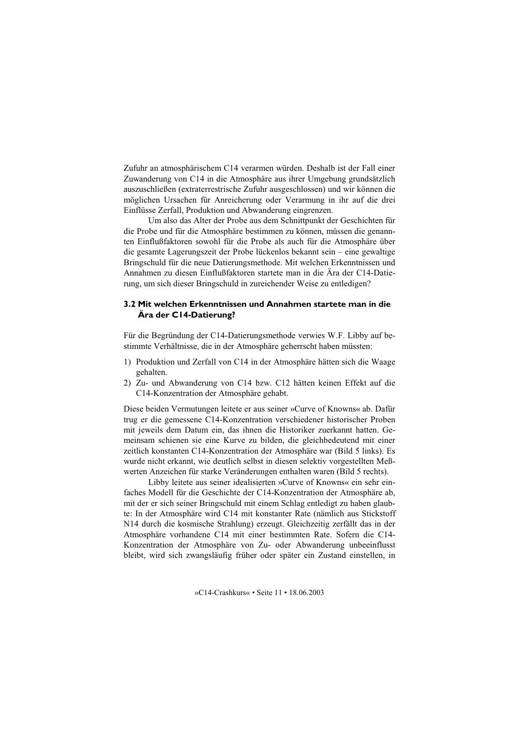Zufuhr an atmosphärischem C14 verarmen würden. Deshalb ist der Fall einer Zuwanderung von C14 in die Atmosphäre aus ihrer Umgebung grundsätzlich auszuschließen (extraterrestrische Zufuhr ausgeschlossen) und wir können die möglichen Ursachen für Anreicherung oder Verarmung in ihr auf die drei Einflüsse Zerfall, Produktion und Abwanderung eingrenzen.

Um also das Alter der Probe aus dem Schnittpunkt der Geschichten für die Probe und für die Atmosphäre bestimmen zu können, müssen die genannten Einflußfaktoren sowohl für die Probe als auch für die Atmosphäre über die gesamte Lagerungszeit der Probe lückenlos bekannt sein – eine gewaltige Bringschuld für die neue Datierungsmethode. Mit welchen Erkenntnissen und Annahmen zu diesen Einflußfaktoren startete man in die Ära der C14-Datierung, um sich dieser Bringschuld in zureichender Weise zu entledigen?

### 3.2 Mit welchen Erkenntnissen und Annahmen startete man in die Ära der C14-Datierung?

Für die Begründung der C14-Datierungsmethode verwies W.F. Libby auf bestimmte Verhältnisse, die in der Atmosphäre geherrscht haben müssten:

1) Produktion und Zerfall von C14 in der Atmosphäre hätten sich die Waage gehalten.
2) Zu- und Abwanderung von C14 bzw. C12 hätten keinen Effekt auf die C14-Konzentration der Atmosphäre gehabt.

Diese beiden Vermutungen leitete er aus seiner »Curve of Knowns« ab. Dafür trug er die gemessene C14-Konzentration verschiedener historischer Proben mit jeweils dem Datum ein, das ihnen die Historiker zuerkannt hatten. Gemeinsam schienen sie eine Kurve zu bilden, die gleichbedeutend mit einer zeitlich konstanten C14-Konzentration der Atmosphäre war (Bild 5 links). Es wurde nicht erkannt, wie deutlich selbst in diesen selektiv vorgestellten Meßwerten Anzeichen für starke Veränderungen enthalten waren (Bild 5 rechts).

Libby leitete aus seiner idealisierten »Curve of Knowns« ein sehr einfaches Modell für die Geschichte der C14-Konzentration der Atmosphäre ab, mit der er sich seiner Bringschuld mit einem Schlag entledigt zu haben glaubte: In der Atmosphäre wird C14 mit konstanter Rate (nämlich aus Stickstoff N14 durch die kosmische Strahlung) erzeugt. Gleichzeitig zerfällt das in der Atmosphäre vorhandene C14 mit einer bestimmten Rate. Sofern die C14-Konzentration der Atmosphäre von Zu- oder Abwanderung unbeeinflusst bleibt, wird sich zwangsläufig früher oder später ein Zustand einstellen, in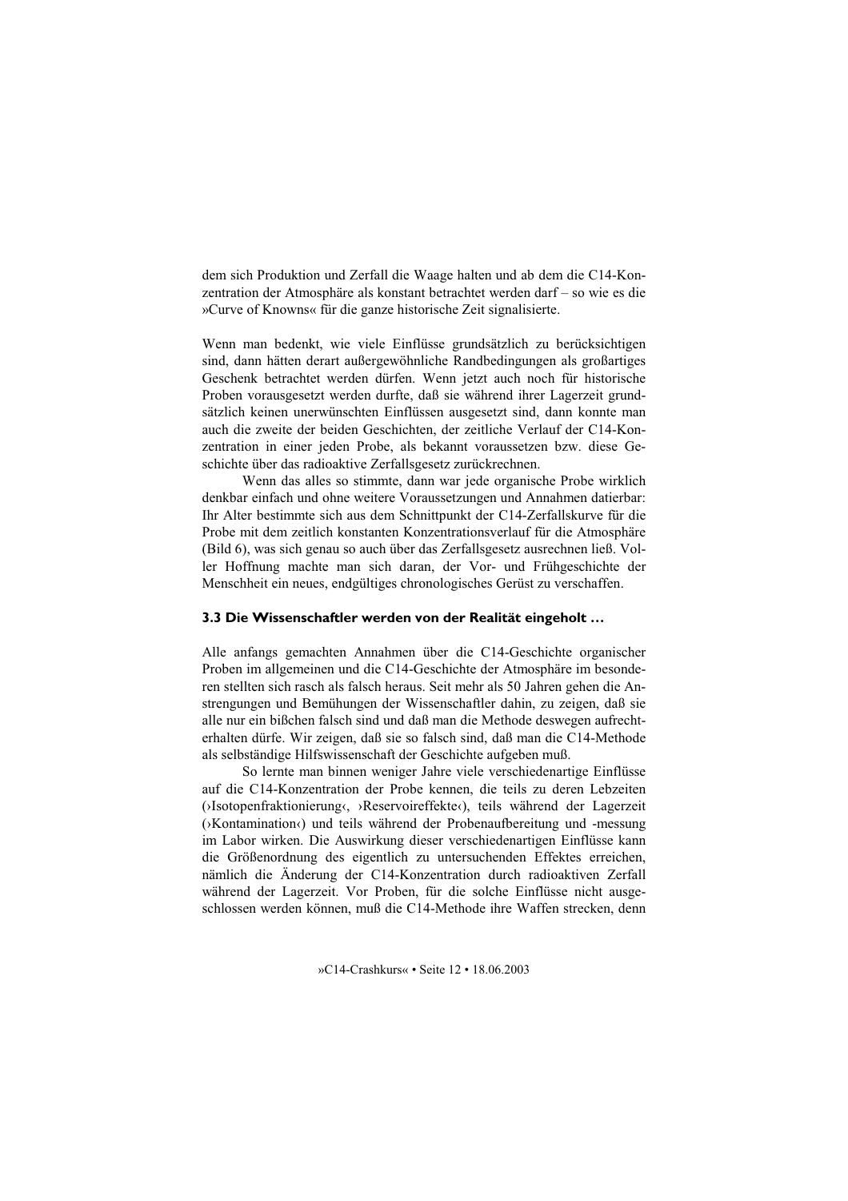dem sich Produktion und Zerfall die Waage halten und ab dem die C14-Konzentration der Atmosphäre als konstant betrachtet werden darf – so wie es die »Curve of Knowns« für die ganze historische Zeit signalisierte.

Wenn man bedenkt, wie viele Einflüsse grundsätzlich zu berücksichtigen sind, dann hätten derart außergewöhnliche Randbedingungen als großartiges Geschenk betrachtet werden dürfen. Wenn jetzt auch noch für historische Proben vorausgesetzt werden durfte, daß sie während ihrer Lagerzeit grundsätzlich keinen unerwünschten Einflüssen ausgesetzt sind, dann konnte man auch die zweite der beiden Geschichten, der zeitliche Verlauf der C14-Konzentration in einer jeden Probe, als bekannt voraussetzen bzw. diese Geschichte über das radioaktive Zerfallsgesetz zurückrechnen.

Wenn das alles so stimmte, dann war jede organische Probe wirklich denkbar einfach und ohne weitere Voraussetzungen und Annahmen datierbar: Ihr Alter bestimmte sich aus dem Schnittpunkt der C14-Zerfallskurve für die Probe mit dem zeitlich konstanten Konzentrationsverlauf für die Atmosphäre (Bild 6), was sich genau so auch über das Zerfallsgesetz ausrechnen ließ. Voller Hoffnung machte man sich daran, der Vor- und Frühgeschichte der Menschheit ein neues, endgültiges chronologisches Gerüst zu verschaffen.

### 3.3 Die Wissenschaftler werden von der Realität eingeholt …

Alle anfangs gemachten Annahmen über die C14-Geschichte organischer Proben im allgemeinen und die C14-Geschichte der Atmosphäre im besonderen stellten sich rasch als falsch heraus. Seit mehr als 50 Jahren gehen die Anstrengungen und Bemühungen der Wissenschaftler dahin, zu zeigen, daß sie alle nur ein bißchen falsch sind und daß man die Methode deswegen aufrechterhalten dürfe. Wir zeigen, daß sie so falsch sind, daß man die C14-Methode als selbständige Hilfswissenschaft der Geschichte aufgeben muß.

So lernte man binnen weniger Jahre viele verschiedenartige Einflüsse auf die C14-Konzentration der Probe kennen, die teils zu deren Lebzeiten (›Isotopenfraktionierung‹, ›Reservoireffekte‹), teils während der Lagerzeit (›Kontamination‹) und teils während der Probenaufbereitung und -messung im Labor wirken. Die Auswirkung dieser verschiedenartigen Einflüsse kann die Größenordnung des eigentlich zu untersuchenden Effektes erreichen, nämlich die Änderung der C14-Konzentration durch radioaktiven Zerfall während der Lagerzeit. Vor Proben, für die solche Einflüsse nicht ausgeschlossen werden können, muß die C14-Methode ihre Waffen strecken, denn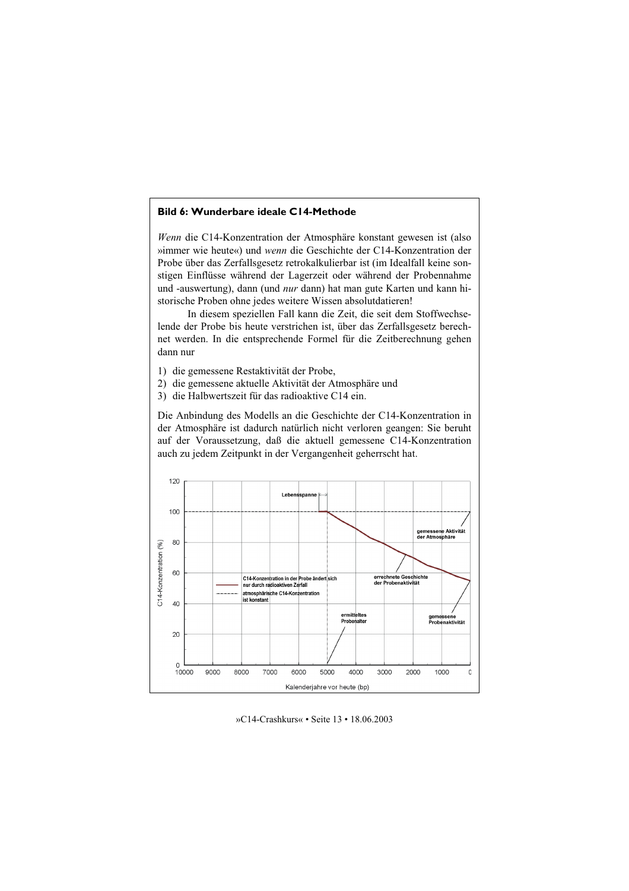**Bild 6: Wunderbare ideale C14-Methode**

*Wenn* die C14-Konzentration der Atmosphäre konstant gewesen ist (also »immer wie heute«) und *wenn* die Geschichte der C14-Konzentration der Probe über das Zerfallsgesetz retrokalkulierbar ist (im Idealfall keine sonstigen Einflüsse während der Lagerzeit oder während der Probennahme und -auswertung), dann (und *nur* dann) hat man gute Karten und kann historische Proben ohne jedes weitere Wissen absolutdatieren!

In diesem speziellen Fall kann die Zeit, die seit dem Stoffwechselende der Probe bis heute verstrichen ist, über das Zerfallsgesetz berechnet werden. In die entsprechende Formel für die Zeitberechnung gehen dann nur

1) die gemessene Restaktivität der Probe,
2) die gemessene aktuelle Aktivität der Atmosphäre und
3) die Halbwertszeit für das radioaktive C14 ein.

Die Anbindung des Modells an die Geschichte der C14-Konzentration in der Atmosphäre ist dadurch natürlich nicht verloren geangen: Sie beruht auf der Voraussetzung, daß die aktuell gemessene C14-Konzentration auch zu jedem Zeitpunkt in der Vergangenheit geherrscht hat.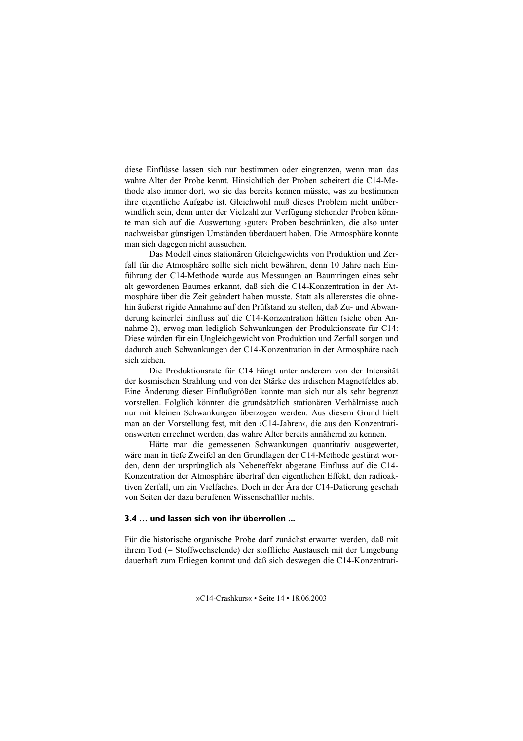diese Einflüsse lassen sich nur bestimmen oder eingrenzen, wenn man das wahre Alter der Probe kennt. Hinsichtlich der Proben scheitert die C14-Methode also immer dort, wo sie das bereits kennen müsste, was zu bestimmen ihre eigentliche Aufgabe ist. Gleichwohl muß dieses Problem nicht unüberwindlich sein, denn unter der Vielzahl zur Verfügung stehender Proben könnte man sich auf die Auswertung ›guter‹ Proben beschränken, die also unter nachweisbar günstigen Umständen überdauert haben. Die Atmosphäre konnte man sich dagegen nicht aussuchen.

Das Modell eines stationären Gleichgewichts von Produktion und Zerfall für die Atmosphäre sollte sich nicht bewähren, denn 10 Jahre nach Einführung der C14-Methode wurde aus Messungen an Baumringen eines sehr alt gewordenen Baumes erkannt, daß sich die C14-Konzentration in der Atmosphäre über die Zeit geändert haben musste. Statt als allererstes die ohnehin äußerst rigide Annahme auf den Prüfstand zu stellen, daß Zu- und Abwanderung keinerlei Einfluss auf die C14-Konzentration hätten (siehe oben Annahme 2), erwog man lediglich Schwankungen der Produktionsrate für C14: Diese würden für ein Ungleichgewicht von Produktion und Zerfall sorgen und dadurch auch Schwankungen der C14-Konzentration in der Atmosphäre nach sich ziehen.

Die Produktionsrate für C14 hängt unter anderem von der Intensität der kosmischen Strahlung und von der Stärke des irdischen Magnetfeldes ab. Eine Änderung dieser Einflußgrößen konnte man sich nur als sehr begrenzt vorstellen. Folglich könnten die grundsätzlich stationären Verhältnisse auch nur mit kleinen Schwankungen überzogen werden. Aus diesem Grund hielt man an der Vorstellung fest, mit den ›C14-Jahren‹, die aus den Konzentrationswerten errechnet werden, das wahre Alter bereits annähernd zu kennen.

Hätte man die gemessenen Schwankungen quantitativ ausgewertet, wäre man in tiefe Zweifel an den Grundlagen der C14-Methode gestürzt worden, denn der ursprünglich als Nebeneffekt abgetane Einfluss auf die C14-Konzentration der Atmosphäre übertraf den eigentlichen Effekt, den radioaktiven Zerfall, um ein Vielfaches. Doch in der Ära der C14-Datierung geschah von Seiten der dazu berufenen Wissenschaftler nichts.

### 3.4 … und lassen sich von ihr überrollen ...

Für die historische organische Probe darf zunächst erwartet werden, daß mit ihrem Tod (= Stoffwechselende) der stoffliche Austausch mit der Umgebung dauerhaft zum Erliegen kommt und daß sich deswegen die C14-Konzentrati-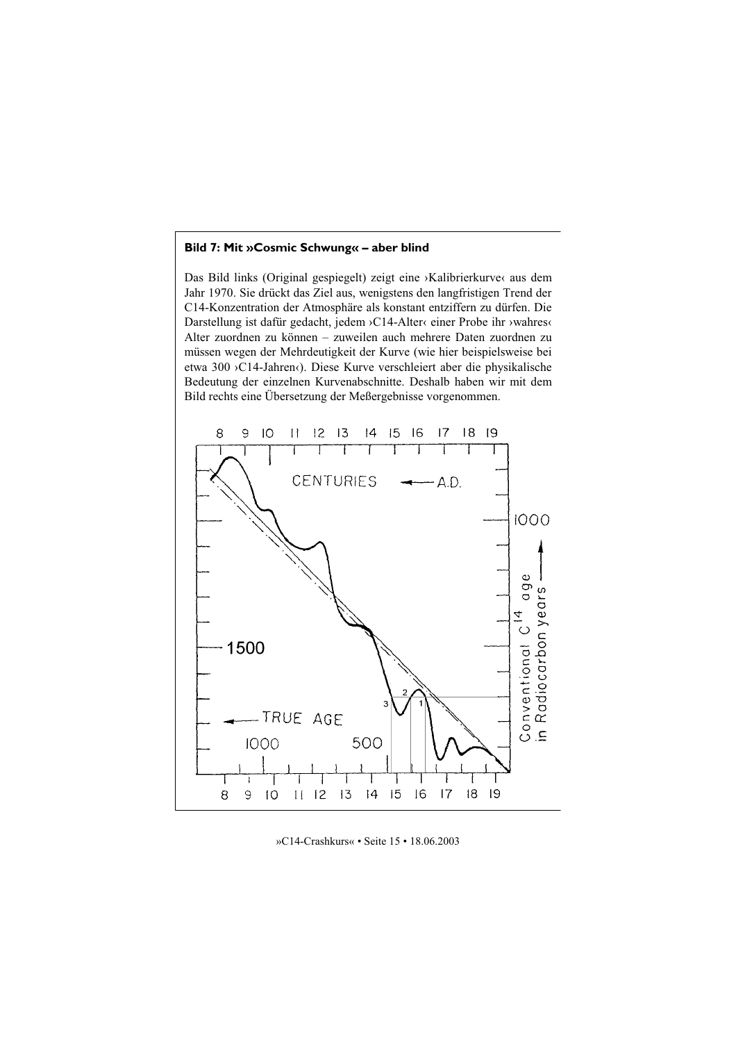**Bild 7: Mit »Cosmic Schwung« – aber blind**

Das Bild links (Original gespiegelt) zeigt eine ›Kalibrierkurve‹ aus dem Jahr 1970. Sie drückt das Ziel aus, wenigstens den langfristigen Trend der C14-Konzentration der Atmosphäre als konstant entziffern zu dürfen. Die Darstellung ist dafür gedacht, jedem ›C14-Alter‹ einer Probe ihr ›wahres‹ Alter zuordnen zu können – zuweilen auch mehrere Daten zuordnen zu müssen wegen der Mehrdeutigkeit der Kurve (wie hier beispielsweise bei etwa 300 ›C14-Jahren‹). Diese Kurve verschleiert aber die physikalische Bedeutung der einzelnen Kurvenabschnitte. Deshalb haben wir mit dem Bild rechts eine Übersetzung der Meßergebnisse vorgenommen.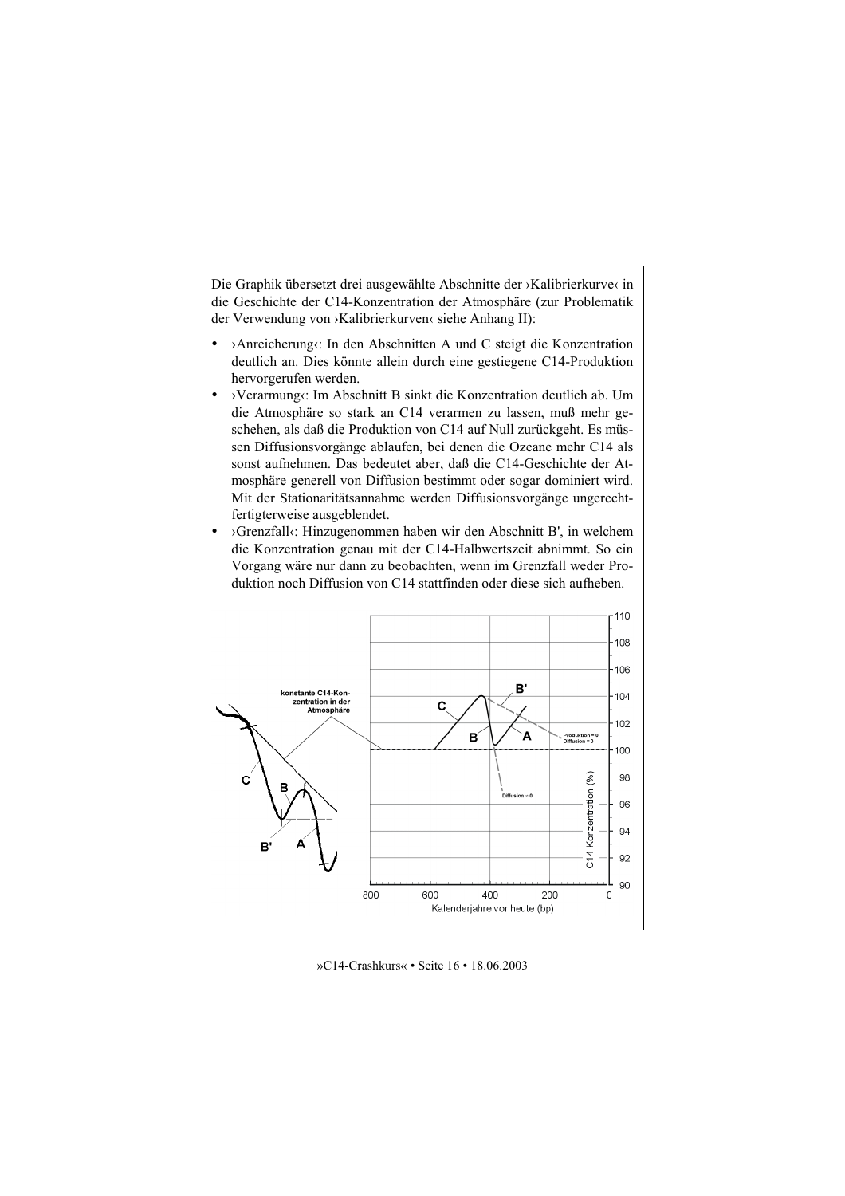Die Graphik übersetzt drei ausgewählte Abschnitte der ›Kalibrierkurve‹ in die Geschichte der C14-Konzentration der Atmosphäre (zur Problematik der Verwendung von ›Kalibrierkurven‹ siehe Anhang II):

- ›Anreicherung‹: In den Abschnitten A und C steigt die Konzentration deutlich an. Dies könnte allein durch eine gestiegene C14-Produktion hervorgerufen werden.
- ›Verarmung‹: Im Abschnitt B sinkt die Konzentration deutlich ab. Um die Atmosphäre so stark an C14 verarmen zu lassen, muß mehr geschehen, als daß die Produktion von C14 auf Null zurückgeht. Es müssen Diffusionsvorgänge ablaufen, bei denen die Ozeane mehr C14 als sonst aufnehmen. Das bedeutet aber, daß die C14-Geschichte der Atmosphäre generell von Diffusion bestimmt oder sogar dominiert wird. Mit der Stationaritätsannahme werden Diffusionsvorgänge ungerechtfertigterweise ausgeblendet.
- ›Grenzfall‹: Hinzugenommen haben wir den Abschnitt B', in welchem die Konzentration genau mit der C14-Halbwertszeit abnimmt. So ein Vorgang wäre nur dann zu beobachten, wenn im Grenzfall weder Produktion noch Diffusion von C14 stattfinden oder diese sich aufheben.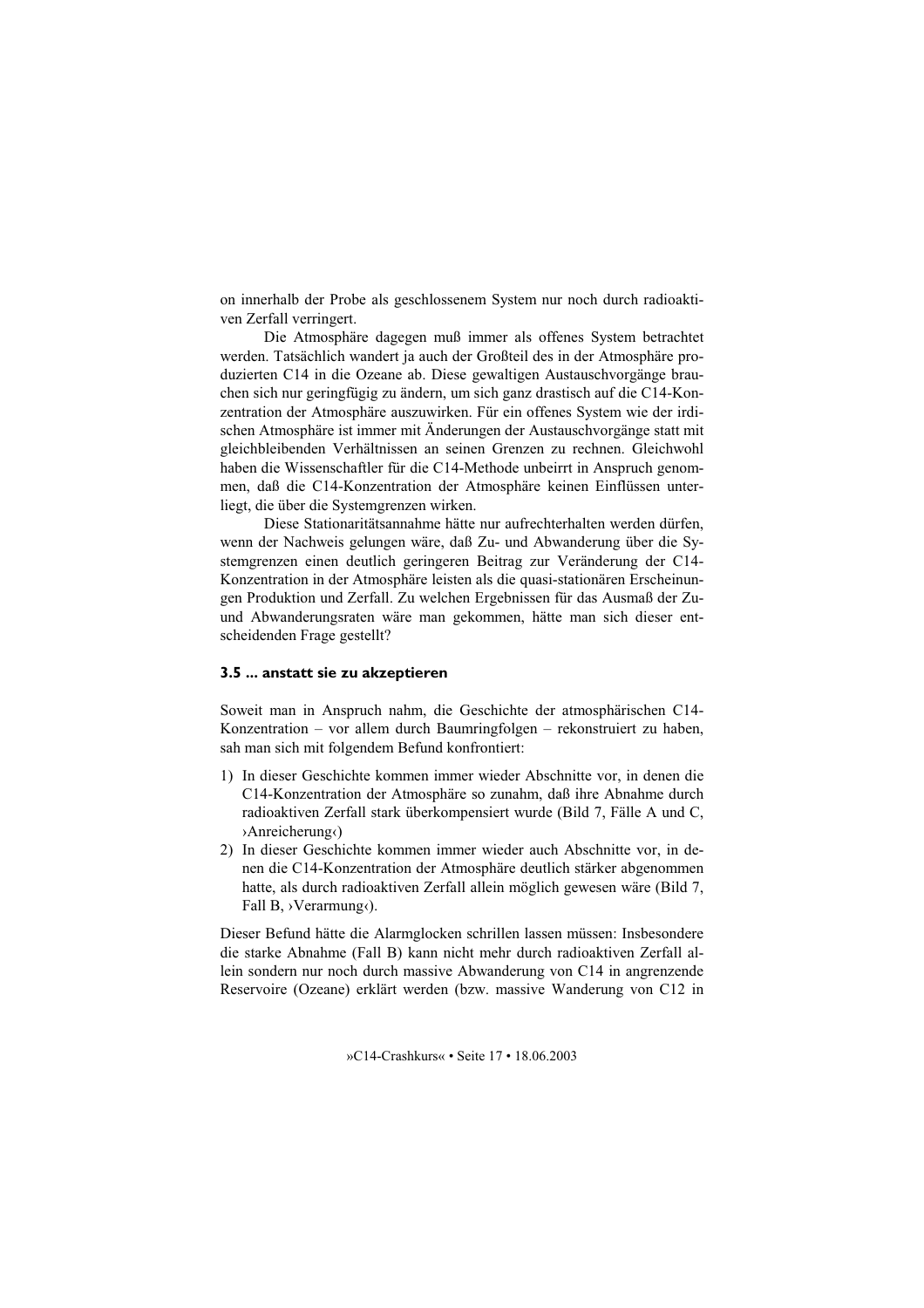on innerhalb der Probe als geschlossenem System nur noch durch radioaktiven Zerfall verringert.

Die Atmosphäre dagegen muß immer als offenes System betrachtet werden. Tatsächlich wandert ja auch der Großteil des in der Atmosphäre produzierten C14 in die Ozeane ab. Diese gewaltigen Austauschvorgänge brauchen sich nur geringfügig zu ändern, um sich ganz drastisch auf die C14-Konzentration der Atmosphäre auszuwirken. Für ein offenes System wie der irdischen Atmosphäre ist immer mit Änderungen der Austauschvorgänge statt mit gleichbleibenden Verhältnissen an seinen Grenzen zu rechnen. Gleichwohl haben die Wissenschaftler für die C14-Methode unbeirrt in Anspruch genommen, daß die C14-Konzentration der Atmosphäre keinen Einflüssen unterliegt, die über die Systemgrenzen wirken.

Diese Stationaritätsannahme hätte nur aufrechterhalten werden dürfen, wenn der Nachweis gelungen wäre, daß Zu- und Abwanderung über die Systemgrenzen einen deutlich geringeren Beitrag zur Veränderung der C14-Konzentration in der Atmosphäre leisten als die quasi-stationären Erscheinungen Produktion und Zerfall. Zu welchen Ergebnissen für das Ausmaß der Zu- und Abwanderungsraten wäre man gekommen, hätte man sich dieser entscheidenden Frage gestellt?

### 3.5 ... anstatt sie zu akzeptieren

Soweit man in Anspruch nahm, die Geschichte der atmosphärischen C14-Konzentration – vor allem durch Baumringfolgen – rekonstruiert zu haben, sah man sich mit folgendem Befund konfrontiert:

1) In dieser Geschichte kommen immer wieder Abschnitte vor, in denen die C14-Konzentration der Atmosphäre so zunahm, daß ihre Abnahme durch radioaktiven Zerfall stark überkompensiert wurde (Bild 7, Fälle A und C, ›Anreicherung‹)
2) In dieser Geschichte kommen immer wieder auch Abschnitte vor, in denen die C14-Konzentration der Atmosphäre deutlich stärker abgenommen hatte, als durch radioaktiven Zerfall allein möglich gewesen wäre (Bild 7, Fall B, ›Verarmung‹).

Dieser Befund hätte die Alarmglocken schrillen lassen müssen: Insbesondere die starke Abnahme (Fall B) kann nicht mehr durch radioaktiven Zerfall allein sondern nur noch durch massive Abwanderung von C14 in angrenzende Reservoire (Ozeane) erklärt werden (bzw. massive Wanderung von C12 in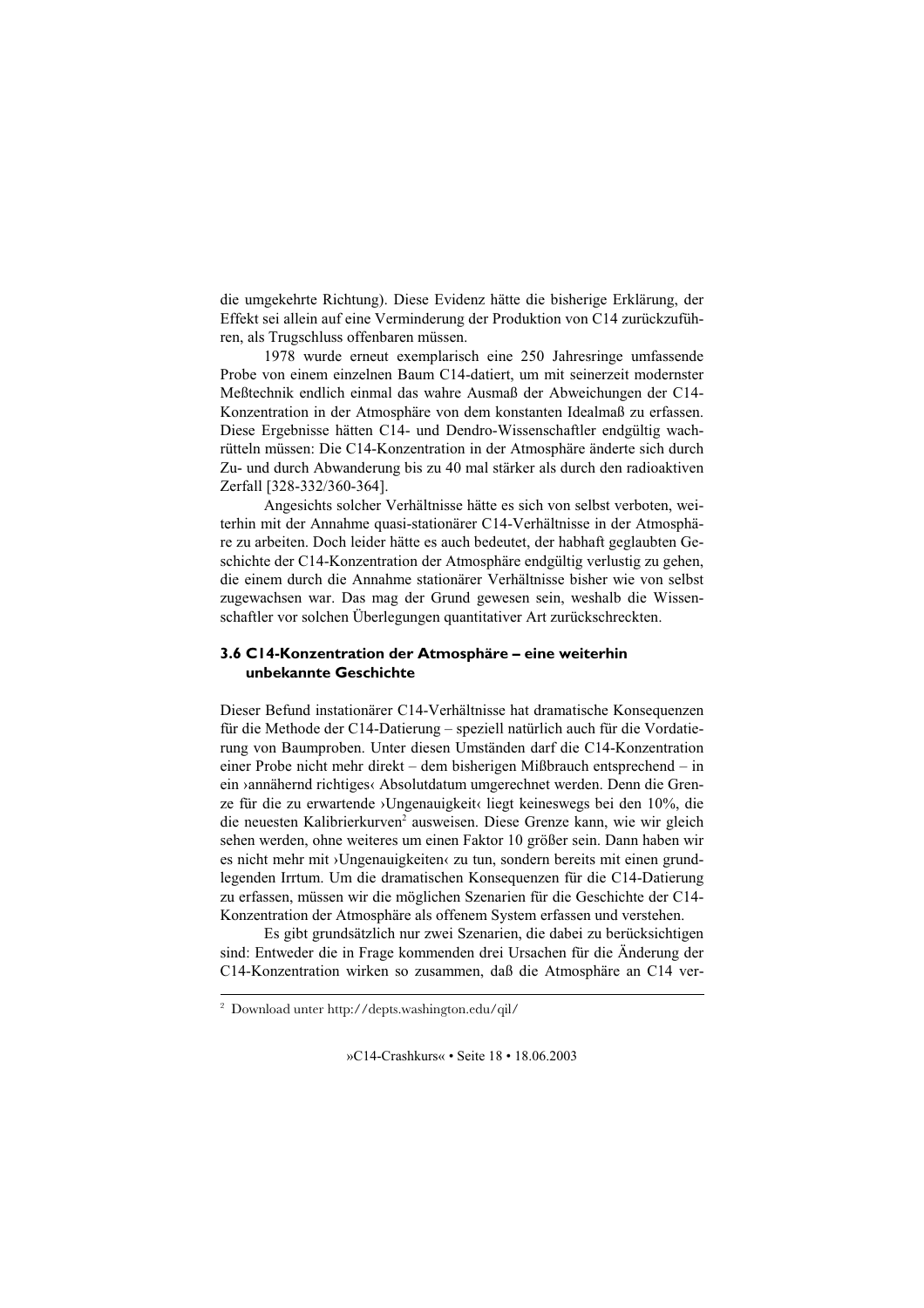die umgekehrte Richtung). Diese Evidenz hätte die bisherige Erklärung, der Effekt sei allein auf eine Verminderung der Produktion von C14 zurückzuführen, als Trugschluss offenbaren müssen.

1978 wurde erneut exemplarisch eine 250 Jahresringe umfassende Probe von einem einzelnen Baum C14-datiert, um mit seinerzeit modernster Meßtechnik endlich einmal das wahre Ausmaß der Abweichungen der C14-Konzentration in der Atmosphäre von dem konstanten Idealmaß zu erfassen. Diese Ergebnisse hätten C14- und Dendro-Wissenschaftler endgültig wachrütteln müssen: Die C14-Konzentration in der Atmosphäre änderte sich durch Zu- und durch Abwanderung bis zu 40 mal stärker als durch den radioaktiven Zerfall [328-332/360-364].

Angesichts solcher Verhältnisse hätte es sich von selbst verboten, weiterhin mit der Annahme quasi-stationärer C14-Verhältnisse in der Atmosphäre zu arbeiten. Doch leider hätte es auch bedeutet, der habhaft geglaubten Geschichte der C14-Konzentration der Atmosphäre endgültig verlustig zu gehen, die einem durch die Annahme stationärer Verhältnisse bisher wie von selbst zugewachsen war. Das mag der Grund gewesen sein, weshalb die Wissenschaftler vor solchen Überlegungen quantitativer Art zurückschreckten.

### 3.6 C14-Konzentration der Atmosphäre – eine weiterhin unbekannte Geschichte

Dieser Befund instationärer C14-Verhältnisse hat dramatische Konsequenzen für die Methode der C14-Datierung – speziell natürlich auch für die Vordatierung von Baumproben. Unter diesen Umständen darf die C14-Konzentration einer Probe nicht mehr direkt – dem bisherigen Mißbrauch entsprechend – in ein ›annähernd richtiges‹ Absolutdatum umgerechnet werden. Denn die Grenze für die zu erwartende ›Ungenauigkeit‹ liegt keineswegs bei den 10%, die die neuesten Kalibrierkurven[2] ausweisen. Diese Grenze kann, wie wir gleich sehen werden, ohne weiteres um einen Faktor 10 größer sein. Dann haben wir es nicht mehr mit ›Ungenauigkeiten‹ zu tun, sondern bereits mit einen grundlegenden Irrtum. Um die dramatischen Konsequenzen für die C14-Datierung zu erfassen, müssen wir die möglichen Szenarien für die Geschichte der C14-Konzentration der Atmosphäre als offenem System erfassen und verstehen.

Es gibt grundsätzlich nur zwei Szenarien, die dabei zu berücksichtigen sind: Entweder die in Frage kommenden drei Ursachen für die Änderung der C14-Konzentration wirken so zusammen, daß die Atmosphäre an C14 ver-

---

[2] Download unter http://depts.washington.edu/qil/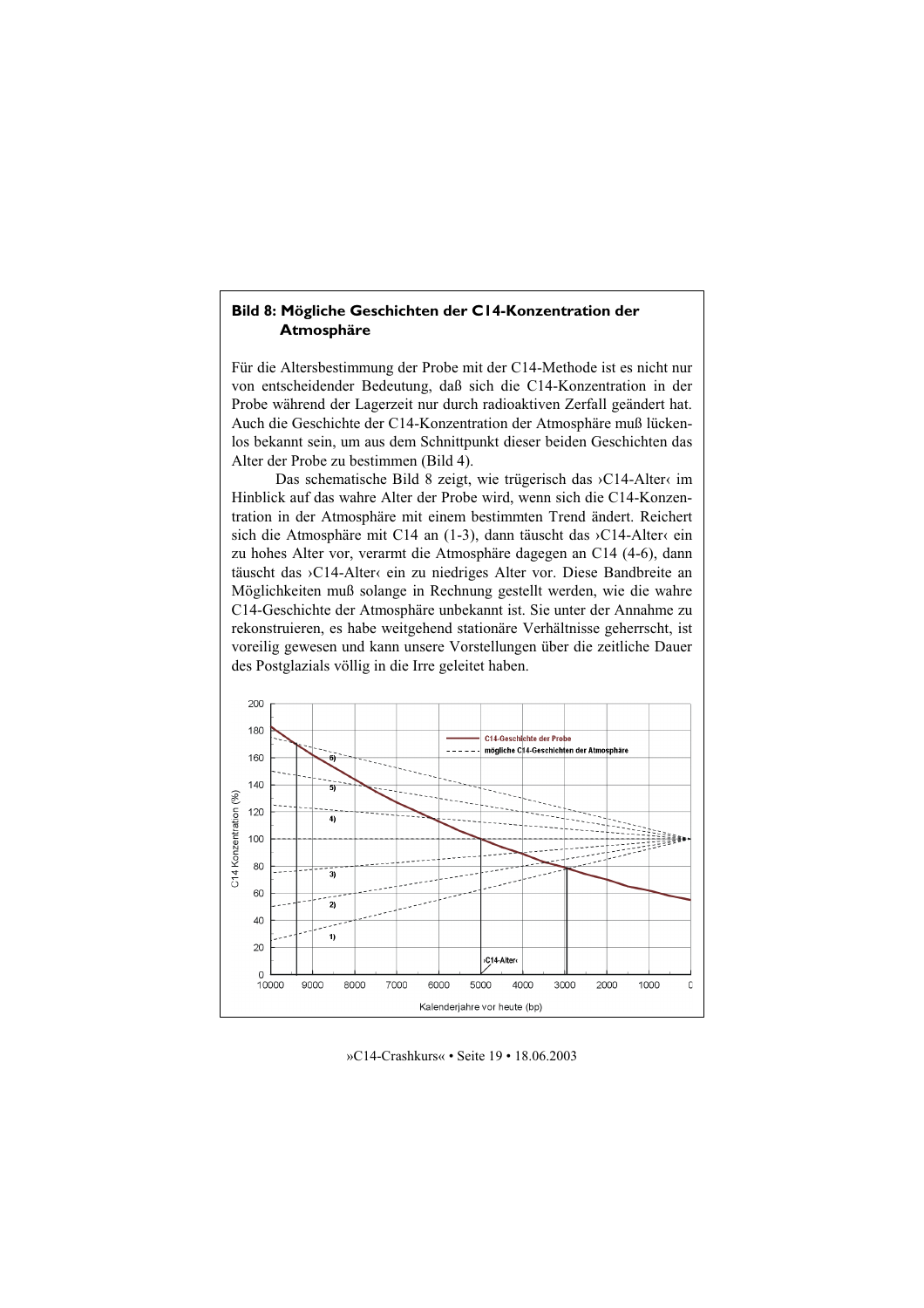## Bild 8: Mögliche Geschichten der C14-Konzentration der Atmosphäre

Für die Altersbestimmung der Probe mit der C14-Methode ist es nicht nur von entscheidender Bedeutung, daß sich die C14-Konzentration in der Probe während der Lagerzeit nur durch radioaktiven Zerfall geändert hat. Auch die Geschichte der C14-Konzentration der Atmosphäre muß lückenlos bekannt sein, um aus dem Schnittpunkt dieser beiden Geschichten das Alter der Probe zu bestimmen (Bild 4).

Das schematische Bild 8 zeigt, wie trügerisch das ›C14-Alter‹ im Hinblick auf das wahre Alter der Probe wird, wenn sich die C14-Konzentration in der Atmosphäre mit einem bestimmten Trend ändert. Reichert sich die Atmosphäre mit C14 an (1-3), dann täuscht das ›C14-Alter‹ ein zu hohes Alter vor, verarmt die Atmosphäre dagegen an C14 (4-6), dann täuscht das ›C14-Alter‹ ein zu niedriges Alter vor. Diese Bandbreite an Möglichkeiten muß solange in Rechnung gestellt werden, wie die wahre C14-Geschichte der Atmosphäre unbekannt ist. Sie unter der Annahme zu rekonstruieren, es habe weitgehend stationäre Verhältnisse geherrscht, ist voreilig gewesen und kann unsere Vorstellungen über die zeitliche Dauer des Postglazials völlig in die Irre geleitet haben.

Legende: C14-Geschichte der Probe; mögliche C14-Geschichten der Atmosphäre

Y-Achse: C14 Konzentration (%) — X-Achse: Kalenderjahre vor heute (bp) — Markierung: ›C14-Alter‹ — Kurven 1) bis 6)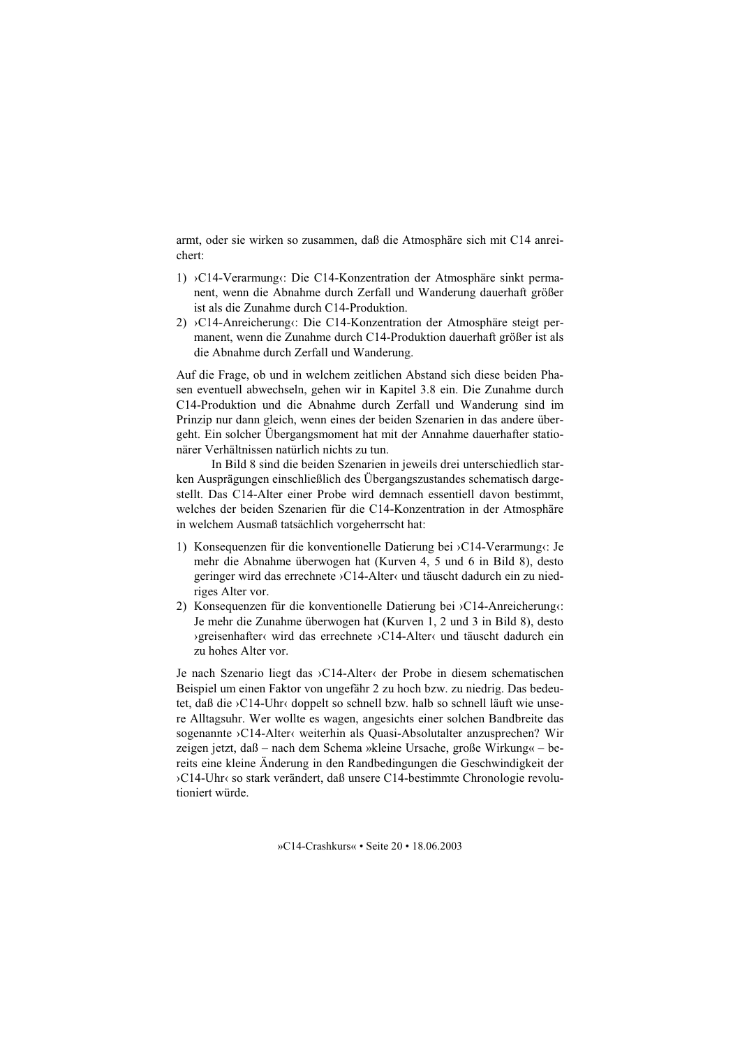armt, oder sie wirken so zusammen, daß die Atmosphäre sich mit C14 anreichert:

1) ›C14-Verarmung‹: Die C14-Konzentration der Atmosphäre sinkt permanent, wenn die Abnahme durch Zerfall und Wanderung dauerhaft größer ist als die Zunahme durch C14-Produktion.
2) ›C14-Anreicherung‹: Die C14-Konzentration der Atmosphäre steigt permanent, wenn die Zunahme durch C14-Produktion dauerhaft größer ist als die Abnahme durch Zerfall und Wanderung.

Auf die Frage, ob und in welchem zeitlichen Abstand sich diese beiden Phasen eventuell abwechseln, gehen wir in Kapitel 3.8 ein. Die Zunahme durch C14-Produktion und die Abnahme durch Zerfall und Wanderung sind im Prinzip nur dann gleich, wenn eines der beiden Szenarien in das andere übergeht. Ein solcher Übergangsmoment hat mit der Annahme dauerhafter stationärer Verhältnissen natürlich nichts zu tun.

In Bild 8 sind die beiden Szenarien in jeweils drei unterschiedlich starken Ausprägungen einschließlich des Übergangszustandes schematisch dargestellt. Das C14-Alter einer Probe wird demnach essentiell davon bestimmt, welches der beiden Szenarien für die C14-Konzentration in der Atmosphäre in welchem Ausmaß tatsächlich vorgeherrscht hat:

1) Konsequenzen für die konventionelle Datierung bei ›C14-Verarmung‹: Je mehr die Abnahme überwogen hat (Kurven 4, 5 und 6 in Bild 8), desto geringer wird das errechnete ›C14-Alter‹ und täuscht dadurch ein zu niedriges Alter vor.
2) Konsequenzen für die konventionelle Datierung bei ›C14-Anreicherung‹: Je mehr die Zunahme überwogen hat (Kurven 1, 2 und 3 in Bild 8), desto ›greisenhafter‹ wird das errechnete ›C14-Alter‹ und täuscht dadurch ein zu hohes Alter vor.

Je nach Szenario liegt das ›C14-Alter‹ der Probe in diesem schematischen Beispiel um einen Faktor von ungefähr 2 zu hoch bzw. zu niedrig. Das bedeutet, daß die ›C14-Uhr‹ doppelt so schnell bzw. halb so schnell läuft wie unsere Alltagsuhr. Wer wollte es wagen, angesichts einer solchen Bandbreite das sogenannte ›C14-Alter‹ weiterhin als Quasi-Absolutalter anzusprechen? Wir zeigen jetzt, daß – nach dem Schema »kleine Ursache, große Wirkung« – bereits eine kleine Änderung in den Randbedingungen die Geschwindigkeit der ›C14-Uhr‹ so stark verändert, daß unsere C14-bestimmte Chronologie revolutioniert würde.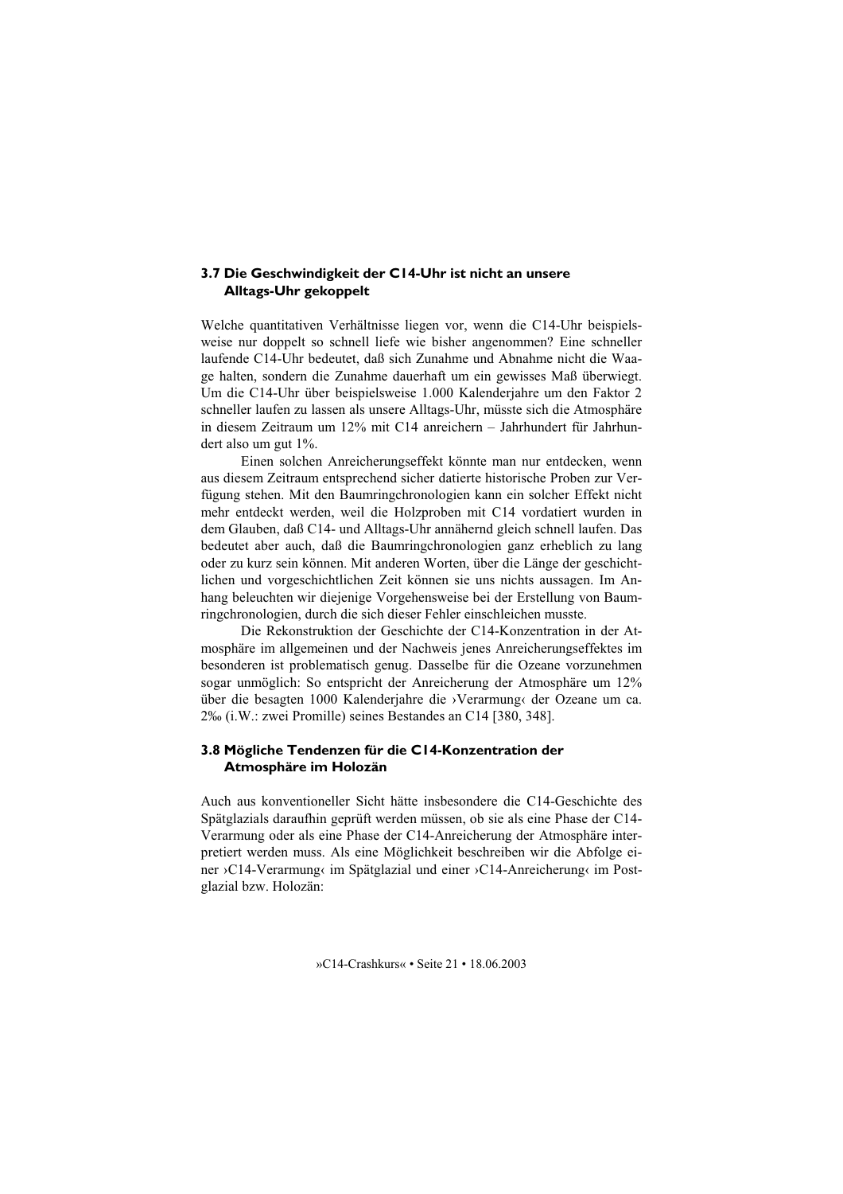### 3.7 Die Geschwindigkeit der C14-Uhr ist nicht an unsere Alltags-Uhr gekoppelt

Welche quantitativen Verhältnisse liegen vor, wenn die C14-Uhr beispielsweise nur doppelt so schnell liefe wie bisher angenommen? Eine schneller laufende C14-Uhr bedeutet, daß sich Zunahme und Abnahme nicht die Waage halten, sondern die Zunahme dauerhaft um ein gewisses Maß überwiegt. Um die C14-Uhr über beispielsweise 1.000 Kalenderjahre um den Faktor 2 schneller laufen zu lassen als unsere Alltags-Uhr, müsste sich die Atmosphäre in diesem Zeitraum um 12% mit C14 anreichern – Jahrhundert für Jahrhundert also um gut 1%.

Einen solchen Anreicherungseffekt könnte man nur entdecken, wenn aus diesem Zeitraum entsprechend sicher datierte historische Proben zur Verfügung stehen. Mit den Baumringchronologien kann ein solcher Effekt nicht mehr entdeckt werden, weil die Holzproben mit C14 vordatiert wurden in dem Glauben, daß C14- und Alltags-Uhr annähernd gleich schnell laufen. Das bedeutet aber auch, daß die Baumringchronologien ganz erheblich zu lang oder zu kurz sein können. Mit anderen Worten, über die Länge der geschichtlichen und vorgeschichtlichen Zeit können sie uns nichts aussagen. Im Anhang beleuchten wir diejenige Vorgehensweise bei der Erstellung von Baumringchronologien, durch die sich dieser Fehler einschleichen musste.

Die Rekonstruktion der Geschichte der C14-Konzentration in der Atmosphäre im allgemeinen und der Nachweis jenes Anreicherungseffektes im besonderen ist problematisch genug. Dasselbe für die Ozeane vorzunehmen sogar unmöglich: So entspricht der Anreicherung der Atmosphäre um 12% über die besagten 1000 Kalenderjahre die ›Verarmung‹ der Ozeane um ca. 2‰ (i.W.: zwei Promille) seines Bestandes an C14 [380, 348].

### 3.8 Mögliche Tendenzen für die C14-Konzentration der Atmosphäre im Holozän

Auch aus konventioneller Sicht hätte insbesondere die C14-Geschichte des Spätglazials daraufhin geprüft werden müssen, ob sie als eine Phase der C14-Verarmung oder als eine Phase der C14-Anreicherung der Atmosphäre interpretiert werden muss. Als eine Möglichkeit beschreiben wir die Abfolge einer ›C14-Verarmung‹ im Spätglazial und einer ›C14-Anreicherung‹ im Postglazial bzw. Holozän: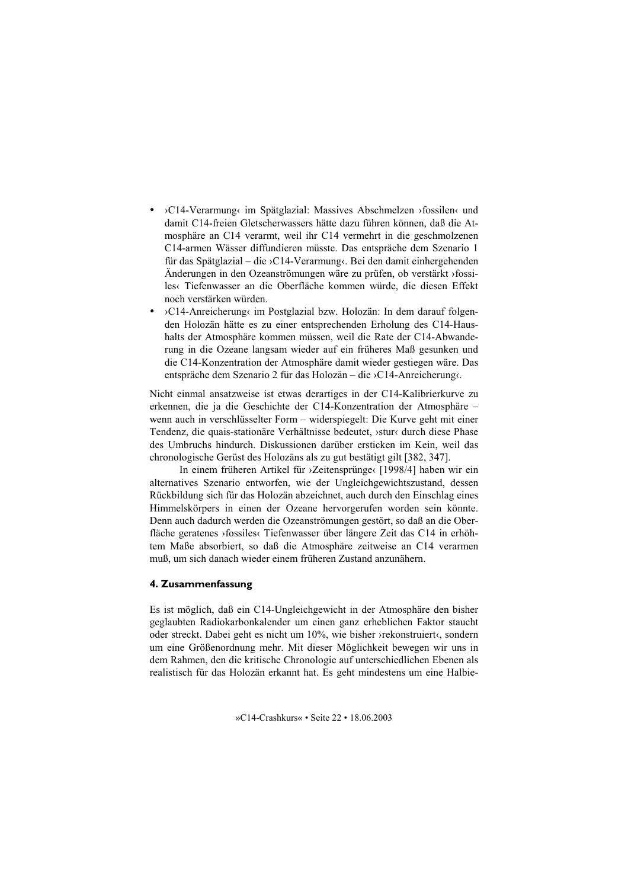- ›C14-Verarmung‹ im Spätglazial: Massives Abschmelzen ›fossilen‹ und damit C14-freien Gletscherwassers hätte dazu führen können, daß die Atmosphäre an C14 verarmt, weil ihr C14 vermehrt in die geschmolzenen C14-armen Wässer diffundieren müsste. Das entspräche dem Szenario 1 für das Spätglazial – die ›C14-Verarmung‹. Bei den damit einhergehenden Änderungen in den Ozeanströmungen wäre zu prüfen, ob verstärkt ›fossiles‹ Tiefenwasser an die Oberfläche kommen würde, die diesen Effekt noch verstärken würden.
- ›C14-Anreicherung‹ im Postglazial bzw. Holozän: In dem darauf folgenden Holozän hätte es zu einer entsprechenden Erholung des C14-Haushalts der Atmosphäre kommen müssen, weil die Rate der C14-Abwanderung in die Ozeane langsam wieder auf ein früheres Maß gesunken und die C14-Konzentration der Atmosphäre damit wieder gestiegen wäre. Das entspräche dem Szenario 2 für das Holozän – die ›C14-Anreicherung‹.

Nicht einmal ansatzweise ist etwas derartiges in der C14-Kalibrierkurve zu erkennen, die ja die Geschichte der C14-Konzentration der Atmosphäre – wenn auch in verschlüsselter Form – widerspiegelt: Die Kurve geht mit einer Tendenz, die quais-stationäre Verhältnisse bedeutet, ›stur‹ durch diese Phase des Umbruchs hindurch. Diskussionen darüber ersticken im Kein, weil das chronologische Gerüst des Holozäns als zu gut bestätigt gilt [382, 347].

In einem früheren Artikel für ›Zeitensprünge‹ [1998/4] haben wir ein alternatives Szenario entworfen, wie der Ungleichgewichtszustand, dessen Rückbildung sich für das Holozän abzeichnet, auch durch den Einschlag eines Himmelskörpers in einen der Ozeane hervorgerufen worden sein könnte. Denn auch dadurch werden die Ozeanströmungen gestört, so daß an die Oberfläche geratenes ›fossiles‹ Tiefenwasser über längere Zeit das C14 in erhöhtem Maße absorbiert, so daß die Atmosphäre zeitweise an C14 verarmen muß, um sich danach wieder einem früheren Zustand anzunähern.

### 4. Zusammenfassung

Es ist möglich, daß ein C14-Ungleichgewicht in der Atmosphäre den bisher geglaubten Radiokarbonkalender um einen ganz erheblichen Faktor staucht oder streckt. Dabei geht es nicht um 10%, wie bisher ›rekonstruiert‹, sondern um eine Größenordnung mehr. Mit dieser Möglichkeit bewegen wir uns in dem Rahmen, den die kritische Chronologie auf unterschiedlichen Ebenen als realistisch für das Holozän erkannt hat. Es geht mindestens um eine Halbie-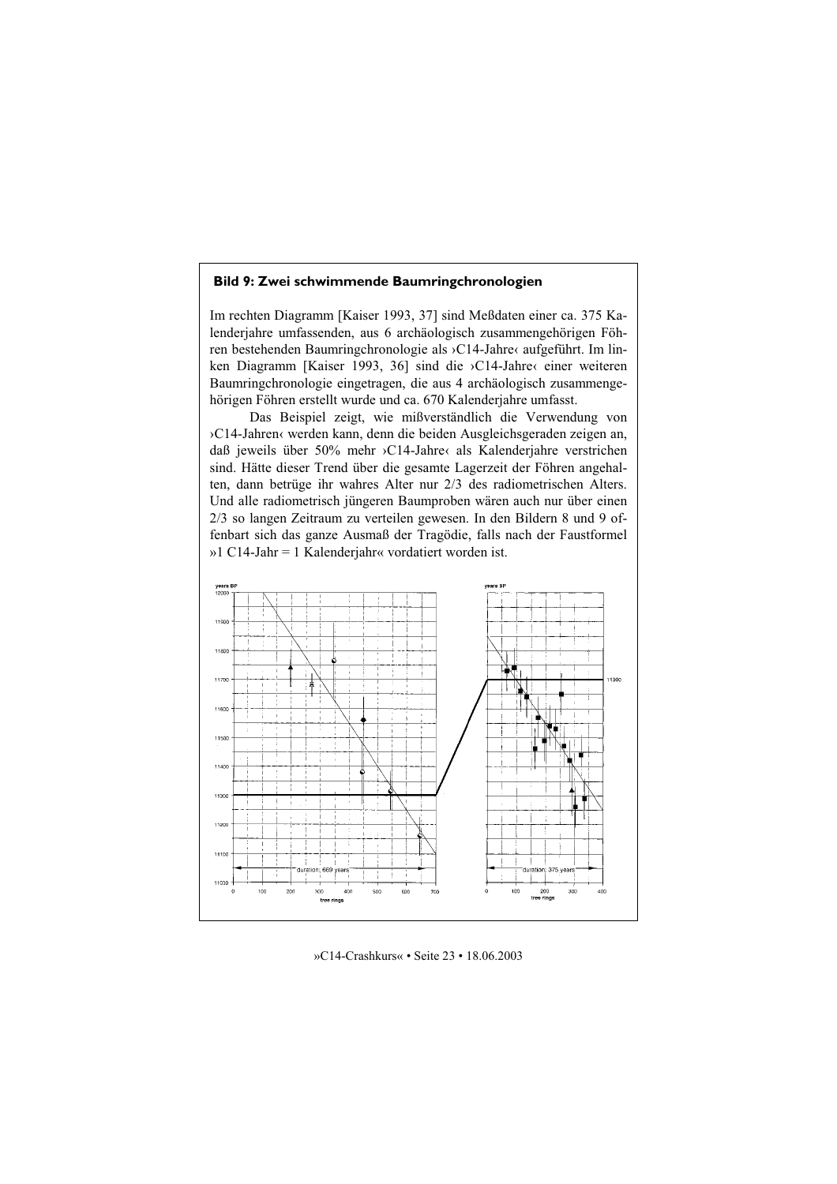**Bild 9: Zwei schwimmende Baumringchronologien**

Im rechten Diagramm [Kaiser 1993, 37] sind Meßdaten einer ca. 375 Kalenderjahre umfassenden, aus 6 archäologisch zusammengehörigen Föhren bestehenden Baumringchronologie als ›C14-Jahre‹ aufgeführt. Im linken Diagramm [Kaiser 1993, 36] sind die ›C14-Jahre‹ einer weiteren Baumringchronologie eingetragen, die aus 4 archäologisch zusammengehörigen Föhren erstellt wurde und ca. 670 Kalenderjahre umfasst.

Das Beispiel zeigt, wie mißverständlich die Verwendung von ›C14-Jahren‹ werden kann, denn die beiden Ausgleichsgeraden zeigen an, daß jeweils über 50% mehr ›C14-Jahre‹ als Kalenderjahre verstrichen sind. Hätte dieser Trend über die gesamte Lagerzeit der Föhren angehalten, dann betrüge ihr wahres Alter nur 2/3 des radiometrischen Alters. Und alle radiometrisch jüngeren Baumproben wären auch nur über einen 2/3 so langen Zeitraum zu verteilen gewesen. In den Bildern 8 und 9 offenbart sich das ganze Ausmaß der Tragödie, falls nach der Faustformel »1 C14-Jahr = 1 Kalenderjahr« vordatiert worden ist.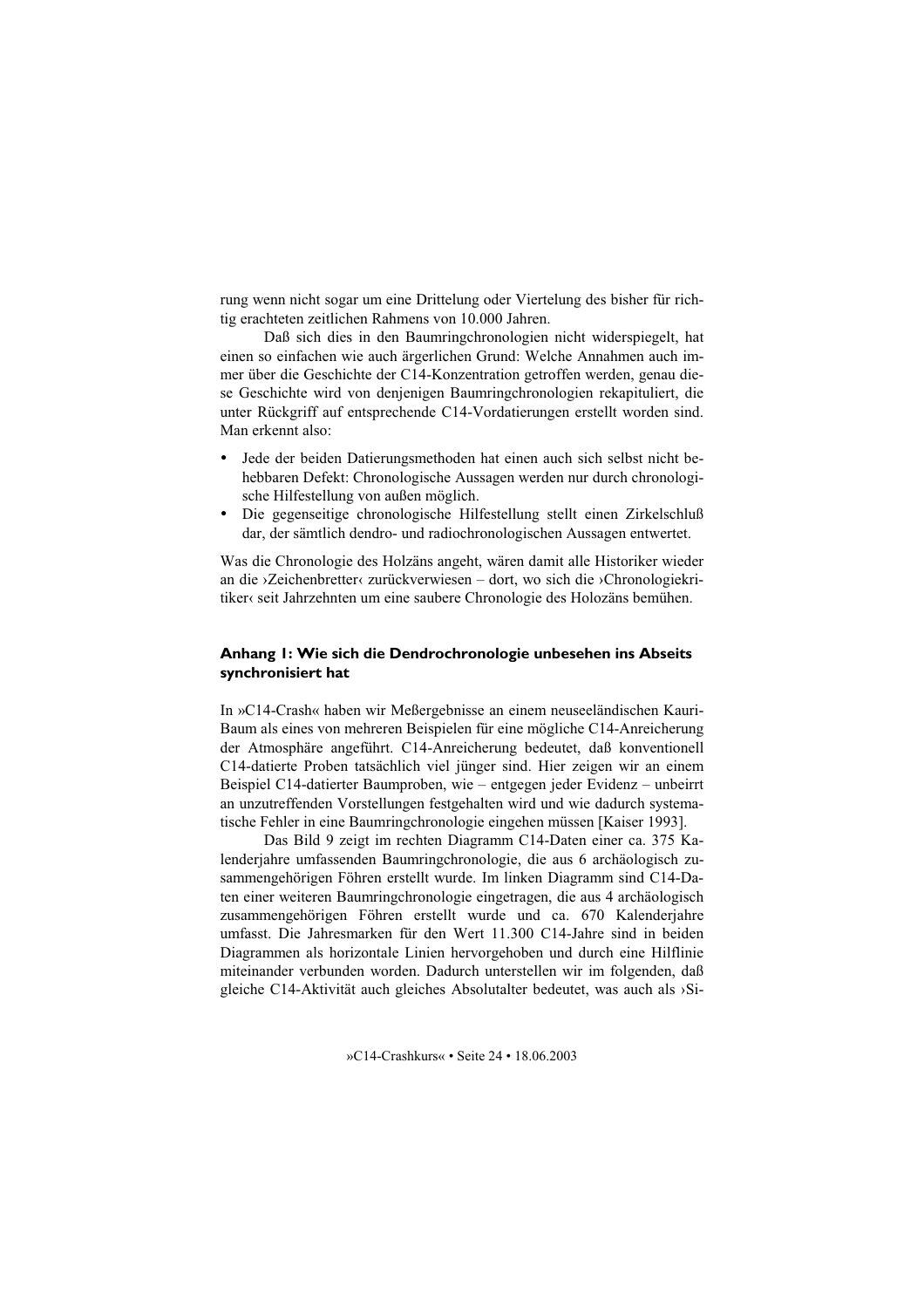rung wenn nicht sogar um eine Drittelung oder Viertelung des bisher für richtig erachteten zeitlichen Rahmens von 10.000 Jahren.

Daß sich dies in den Baumringchronologien nicht widerspiegelt, hat einen so einfachen wie auch ärgerlichen Grund: Welche Annahmen auch immer über die Geschichte der C14-Konzentration getroffen werden, genau diese Geschichte wird von denjenigen Baumringchronologien rekapituliert, die unter Rückgriff auf entsprechende C14-Vordatierungen erstellt worden sind. Man erkennt also:

- Jede der beiden Datierungsmethoden hat einen auch sich selbst nicht behebbaren Defekt: Chronologische Aussagen werden nur durch chronologische Hilfestellung von außen möglich.
- Die gegenseitige chronologische Hilfestellung stellt einen Zirkelschluß dar, der sämtlich dendro- und radiochronologischen Aussagen entwertet.

Was die Chronologie des Holzäns angeht, wären damit alle Historiker wieder an die ›Zeichenbretter‹ zurückverwiesen – dort, wo sich die ›Chronologiekritiker‹ seit Jahrzehnten um eine saubere Chronologie des Holozäns bemühen.

## Anhang 1: Wie sich die Dendrochronologie unbesehen ins Abseits synchronisiert hat

In »C14-Crash« haben wir Meßergebnisse an einem neuseeländischen Kauri-Baum als eines von mehreren Beispielen für eine mögliche C14-Anreicherung der Atmosphäre angeführt. C14-Anreicherung bedeutet, daß konventionell C14-datierte Proben tatsächlich viel jünger sind. Hier zeigen wir an einem Beispiel C14-datierter Baumproben, wie – entgegen jeder Evidenz – unbeirrt an unzutreffenden Vorstellungen festgehalten wird und wie dadurch systematische Fehler in eine Baumringchronologie eingehen müssen [Kaiser 1993].

Das Bild 9 zeigt im rechten Diagramm C14-Daten einer ca. 375 Kalenderjahre umfassenden Baumringchronologie, die aus 6 archäologisch zusammengehörigen Föhren erstellt wurde. Im linken Diagramm sind C14-Daten einer weiteren Baumringchronologie eingetragen, die aus 4 archäologisch zusammengehörigen Föhren erstellt wurde und ca. 670 Kalenderjahre umfasst. Die Jahresmarken für den Wert 11.300 C14-Jahre sind in beiden Diagrammen als horizontale Linien hervorgehoben und durch eine Hilflinie miteinander verbunden worden. Dadurch unterstellen wir im folgenden, daß gleiche C14-Aktivität auch gleiches Absolutalter bedeutet, was auch als ›Si-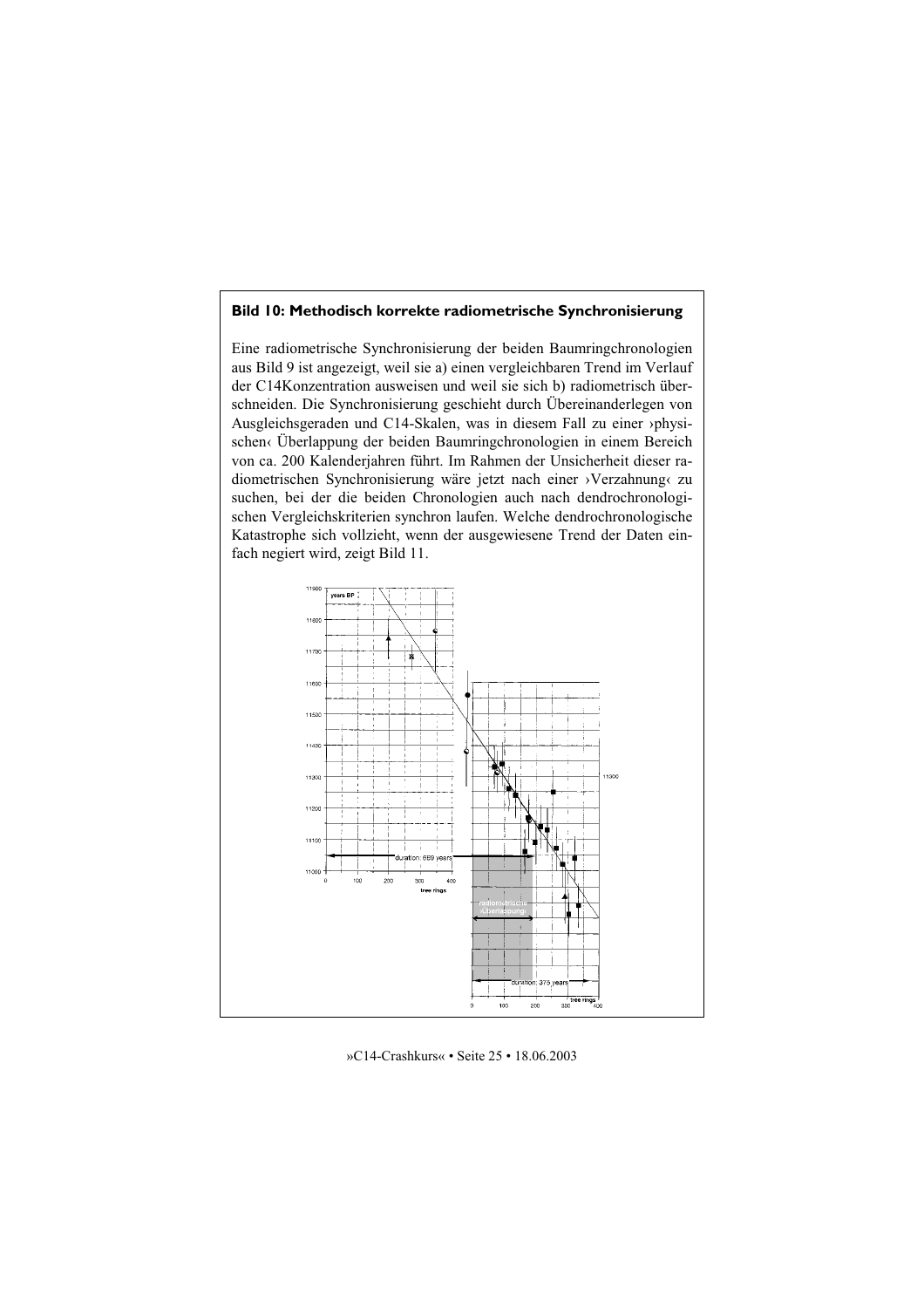**Bild 10: Methodisch korrekte radiometrische Synchronisierung**

Eine radiometrische Synchronisierung der beiden Baumringchronologien aus Bild 9 ist angezeigt, weil sie a) einen vergleichbaren Trend im Verlauf der C14Konzentration ausweisen und weil sie sich b) radiometrisch überschneiden. Die Synchronisierung geschieht durch Übereinanderlegen von Ausgleichsgeraden und C14-Skalen, was in diesem Fall zu einer ›physischen‹ Überlappung der beiden Baumringchronologien in einem Bereich von ca. 200 Kalenderjahren führt. Im Rahmen der Unsicherheit dieser radiometrischen Synchronisierung wäre jetzt nach einer ›Verzahnung‹ zu suchen, bei der die beiden Chronologien auch nach dendrochronologischen Vergleichskriterien synchron laufen. Welche dendrochronologische Katastrophe sich vollzieht, wenn der ausgewiesene Trend der Daten einfach negiert wird, zeigt Bild 11.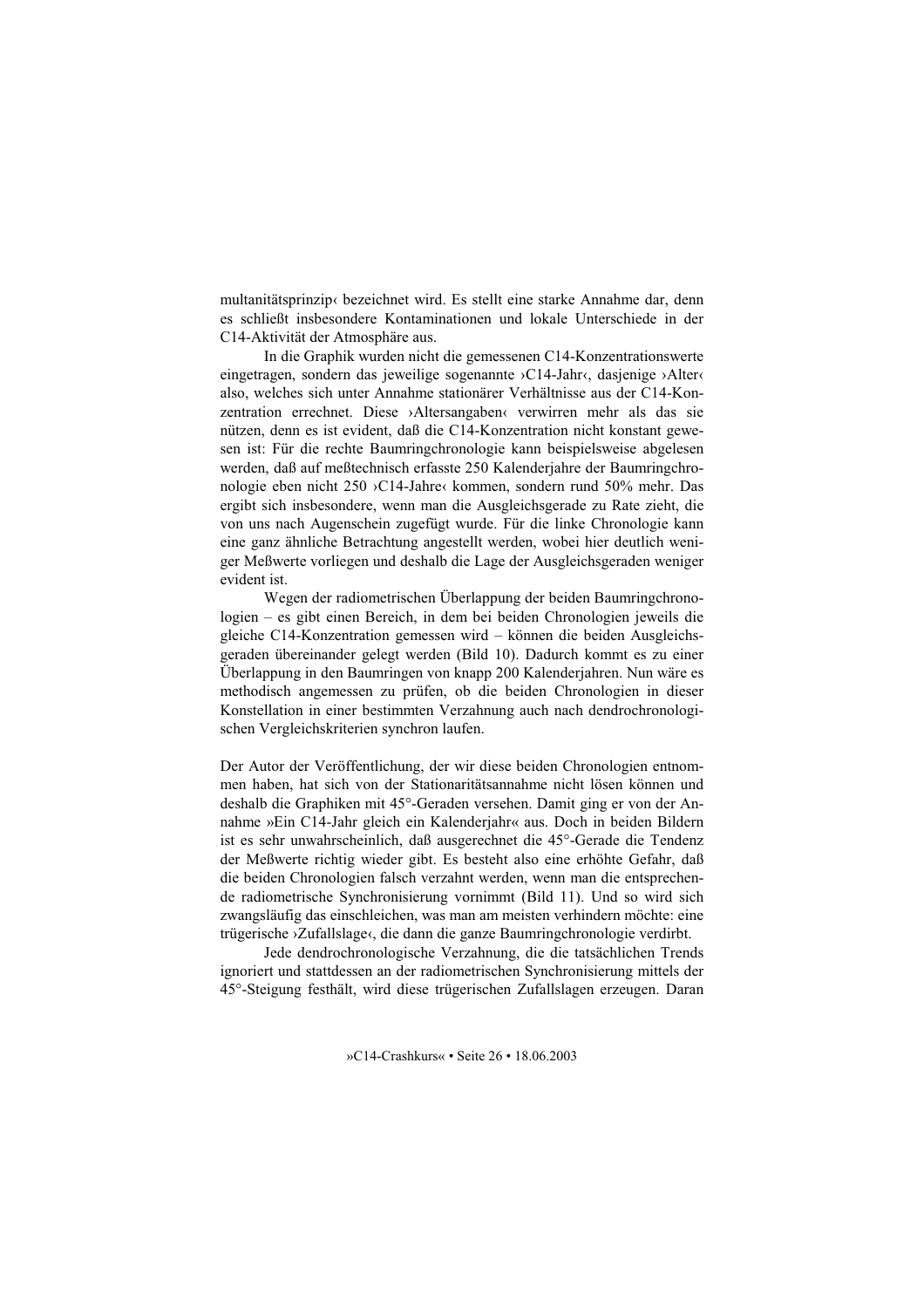multanitätsprinzip‹ bezeichnet wird. Es stellt eine starke Annahme dar, denn es schließt insbesondere Kontaminationen und lokale Unterschiede in der C14-Aktivität der Atmosphäre aus.

In die Graphik wurden nicht die gemessenen C14-Konzentrationswerte eingetragen, sondern das jeweilige sogenannte ›C14-Jahr‹, dasjenige ›Alter‹ also, welches sich unter Annahme stationärer Verhältnisse aus der C14-Konzentration errechnet. Diese ›Altersangaben‹ verwirren mehr als das sie nützen, denn es ist evident, daß die C14-Konzentration nicht konstant gewesen ist: Für die rechte Baumringchronologie kann beispielsweise abgelesen werden, daß auf meßtechnisch erfasste 250 Kalenderjahre der Baumringchronologie eben nicht 250 ›C14-Jahre‹ kommen, sondern rund 50% mehr. Das ergibt sich insbesondere, wenn man die Ausgleichsgerade zu Rate zieht, die von uns nach Augenschein zugefügt wurde. Für die linke Chronologie kann eine ganz ähnliche Betrachtung angestellt werden, wobei hier deutlich weniger Meßwerte vorliegen und deshalb die Lage der Ausgleichsgeraden weniger evident ist.

Wegen der radiometrischen Überlappung der beiden Baumringchronologien – es gibt einen Bereich, in dem bei beiden Chronologien jeweils die gleiche C14-Konzentration gemessen wird – können die beiden Ausgleichsgeraden übereinander gelegt werden (Bild 10). Dadurch kommt es zu einer Überlappung in den Baumringen von knapp 200 Kalenderjahren. Nun wäre es methodisch angemessen zu prüfen, ob die beiden Chronologien in dieser Konstellation in einer bestimmten Verzahnung auch nach dendrochronologischen Vergleichskriterien synchron laufen.

Der Autor der Veröffentlichung, der wir diese beiden Chronologien entnommen haben, hat sich von der Stationaritätsannahme nicht lösen können und deshalb die Graphiken mit 45°-Geraden versehen. Damit ging er von der Annahme »Ein C14-Jahr gleich ein Kalenderjahr« aus. Doch in beiden Bildern ist es sehr unwahrscheinlich, daß ausgerechnet die 45°-Gerade die Tendenz der Meßwerte richtig wieder gibt. Es besteht also eine erhöhte Gefahr, daß die beiden Chronologien falsch verzahnt werden, wenn man die entsprechende radiometrische Synchronisierung vornimmt (Bild 11). Und so wird sich zwangsläufig das einschleichen, was man am meisten verhindern möchte: eine trügerische ›Zufallslage‹, die dann die ganze Baumringchronologie verdirbt.

Jede dendrochronologische Verzahnung, die die tatsächlichen Trends ignoriert und stattdessen an der radiometrischen Synchronisierung mittels der 45°-Steigung festhält, wird diese trügerischen Zufallslagen erzeugen. Daran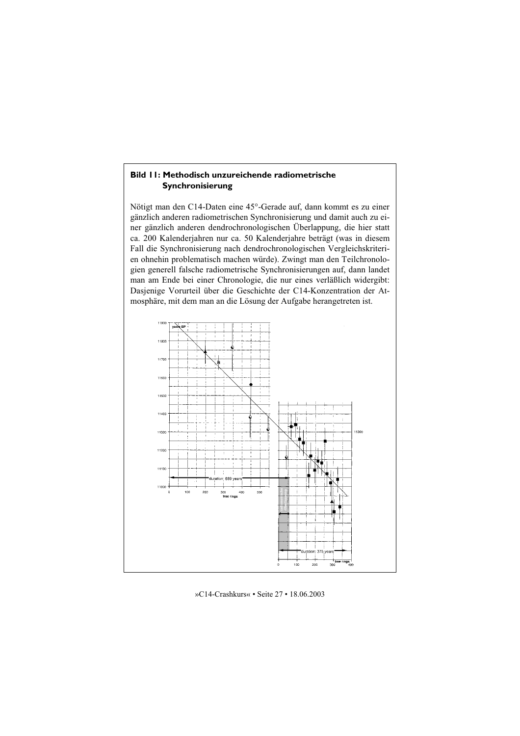### Bild 11: Methodisch unzureichende radiometrische Synchronisierung

Nötigt man den C14-Daten eine 45°-Gerade auf, dann kommt es zu einer gänzlich anderen radiometrischen Synchronisierung und damit auch zu einer gänzlich anderen dendrochronologischen Überlappung, die hier statt ca. 200 Kalenderjahren nur ca. 50 Kalenderjahre beträgt (was in diesem Fall die Synchronisierung nach dendrochronologischen Vergleichskriterien ohnehin problematisch machen würde). Zwingt man den Teilchronologien generell falsche radiometrische Synchronisierungen auf, dann landet man am Ende bei einer Chronologie, die nur eines verläßlich widergibt: Dasjenige Vorurteil über die Geschichte der C14-Konzentration der Atmosphäre, mit dem man an die Lösung der Aufgabe herangetreten ist.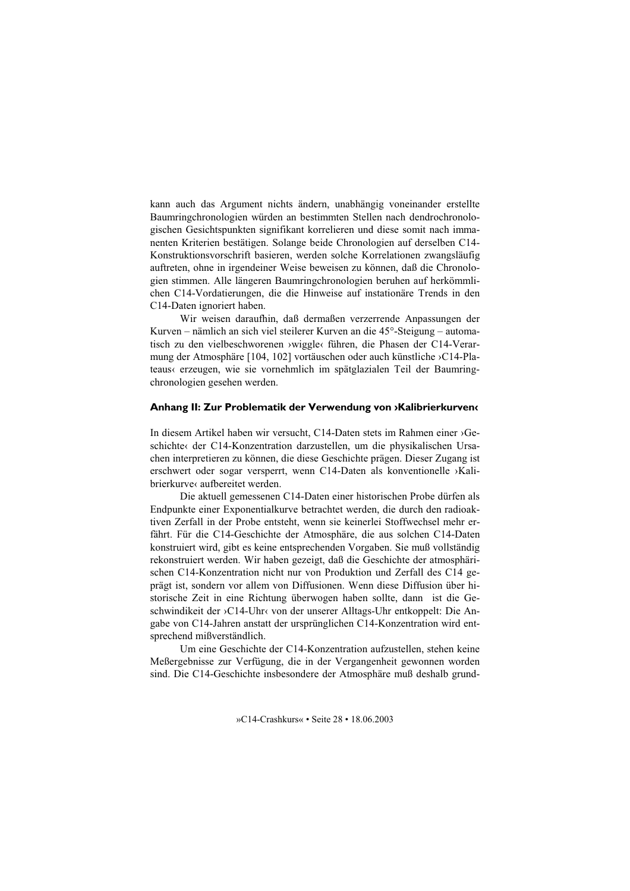kann auch das Argument nichts ändern, unabhängig voneinander erstellte Baumringchronologien würden an bestimmten Stellen nach dendrochronologischen Gesichtspunkten signifikant korrelieren und diese somit nach immanenten Kriterien bestätigen. Solange beide Chronologien auf derselben C14-Konstruktionsvorschrift basieren, werden solche Korrelationen zwangsläufig auftreten, ohne in irgendeiner Weise beweisen zu können, daß die Chronologien stimmen. Alle längeren Baumringchronologien beruhen auf herkömmlichen C14-Vordatierungen, die die Hinweise auf instationäre Trends in den C14-Daten ignoriert haben.

Wir weisen daraufhin, daß dermaßen verzerrende Anpassungen der Kurven – nämlich an sich viel steilerer Kurven an die 45°-Steigung – automatisch zu den vielbeschworenen ›wiggle‹ führen, die Phasen der C14-Verarmung der Atmosphäre [104, 102] vortäuschen oder auch künstliche ›C14-Plateaus‹ erzeugen, wie sie vornehmlich im spätglazialen Teil der Baumringchronologien gesehen werden.

## Anhang II: Zur Problematik der Verwendung von ›Kalibrierkurven‹

In diesem Artikel haben wir versucht, C14-Daten stets im Rahmen einer ›Geschichte‹ der C14-Konzentration darzustellen, um die physikalischen Ursachen interpretieren zu können, die diese Geschichte prägen. Dieser Zugang ist erschwert oder sogar versperrt, wenn C14-Daten als konventionelle ›Kalibrierkurve‹ aufbereitet werden.

Die aktuell gemessenen C14-Daten einer historischen Probe dürfen als Endpunkte einer Exponentialkurve betrachtet werden, die durch den radioaktiven Zerfall in der Probe entsteht, wenn sie keinerlei Stoffwechsel mehr erfährt. Für die C14-Geschichte der Atmosphäre, die aus solchen C14-Daten konstruiert wird, gibt es keine entsprechenden Vorgaben. Sie muß vollständig rekonstruiert werden. Wir haben gezeigt, daß die Geschichte der atmosphärischen C14-Konzentration nicht nur von Produktion und Zerfall des C14 geprägt ist, sondern vor allem von Diffusionen. Wenn diese Diffusion über historische Zeit in eine Richtung überwogen haben sollte, dann ist die Geschwindikeit der ›C14-Uhr‹ von der unserer Alltags-Uhr entkoppelt: Die Angabe von C14-Jahren anstatt der ursprünglichen C14-Konzentration wird entsprechend mißverständlich.

Um eine Geschichte der C14-Konzentration aufzustellen, stehen keine Meßergebnisse zur Verfügung, die in der Vergangenheit gewonnen worden sind. Die C14-Geschichte insbesondere der Atmosphäre muß deshalb grund-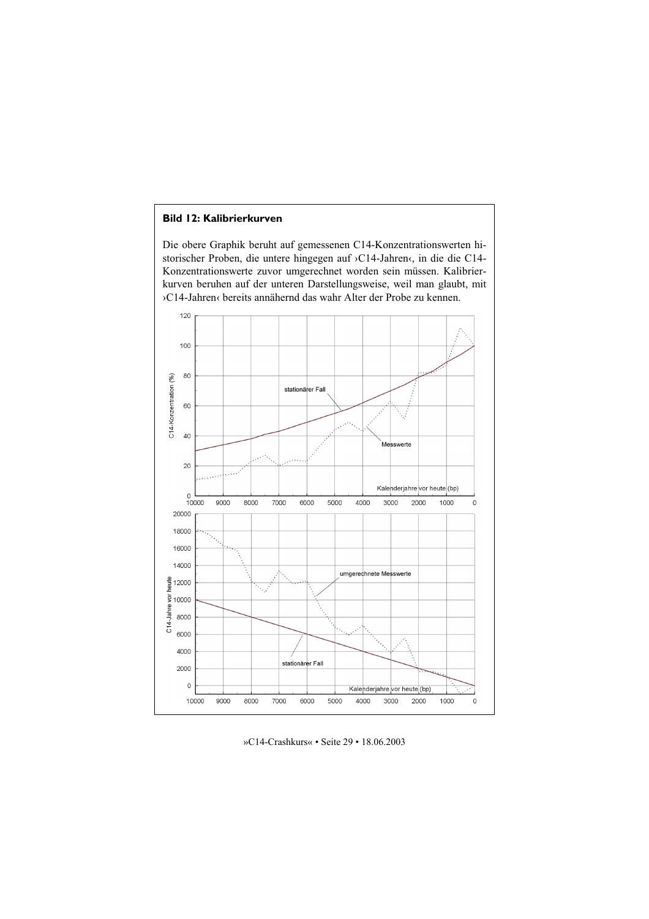**Bild 12: Kalibrierkurven**

Die obere Graphik beruht auf gemessenen C14-Konzentrationswerten historischer Proben, die untere hingegen auf ›C14-Jahren‹, in die die C14-Konzentrationswerte zuvor umgerechnet worden sein müssen. Kalibrierkurven beruhen auf der unteren Darstellungsweise, weil man glaubt, mit ›C14-Jahren‹ bereits annähernd das wahr Alter der Probe zu kennen.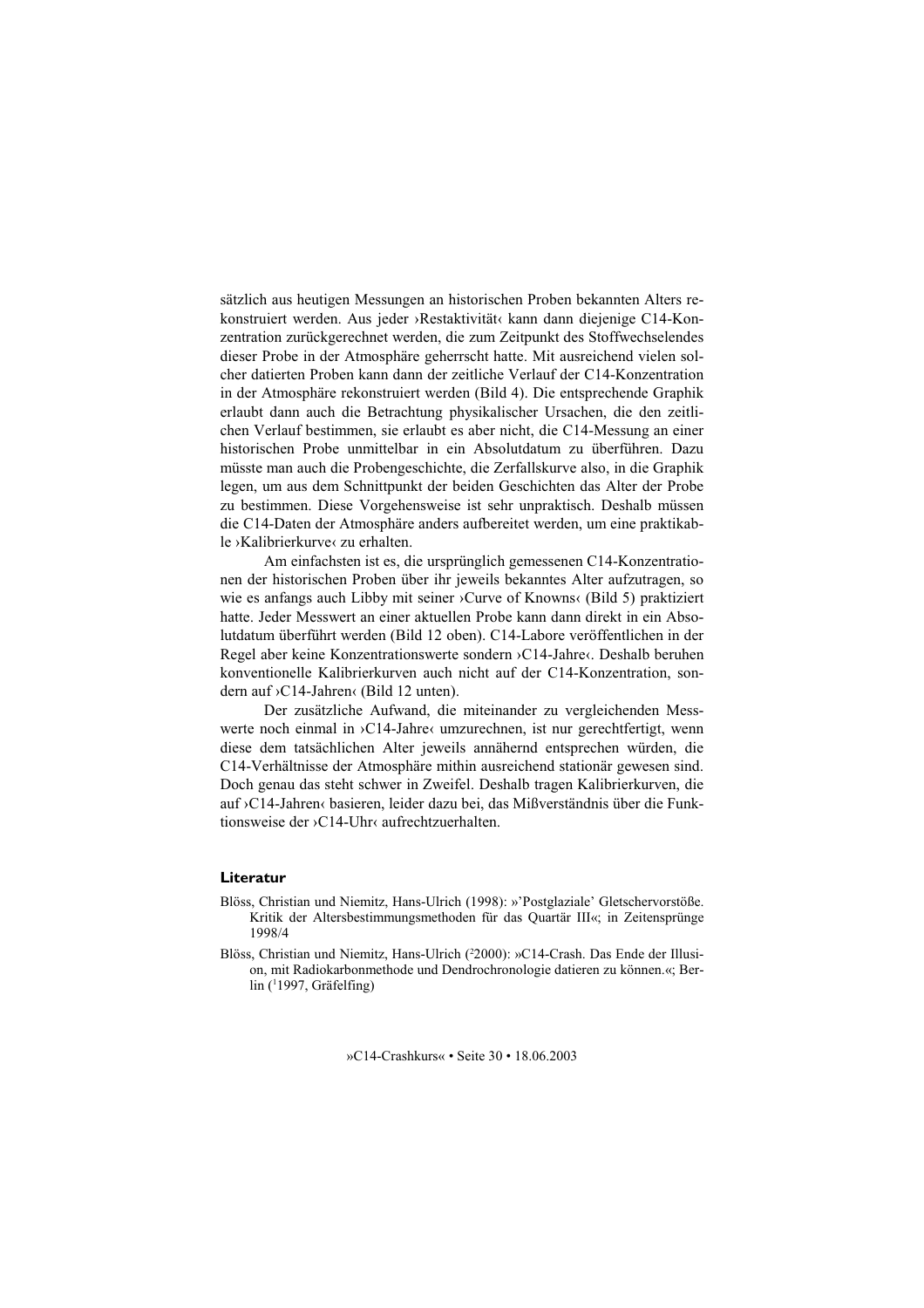sätzlich aus heutigen Messungen an historischen Proben bekannten Alters rekonstruiert werden. Aus jeder ›Restaktivität‹ kann dann diejenige C14-Konzentration zurückgerechnet werden, die zum Zeitpunkt des Stoffwechselendes dieser Probe in der Atmosphäre geherrscht hatte. Mit ausreichend vielen solcher datierten Proben kann dann der zeitliche Verlauf der C14-Konzentration in der Atmosphäre rekonstruiert werden (Bild 4). Die entsprechende Graphik erlaubt dann auch die Betrachtung physikalischer Ursachen, die den zeitlichen Verlauf bestimmen, sie erlaubt es aber nicht, die C14-Messung an einer historischen Probe unmittelbar in ein Absolutdatum zu überführen. Dazu müsste man auch die Probengeschichte, die Zerfallskurve also, in die Graphik legen, um aus dem Schnittpunkt der beiden Geschichten das Alter der Probe zu bestimmen. Diese Vorgehensweise ist sehr unpraktisch. Deshalb müssen die C14-Daten der Atmosphäre anders aufbereitet werden, um eine praktikable ›Kalibrierkurve‹ zu erhalten.

Am einfachsten ist es, die ursprünglich gemessenen C14-Konzentrationen der historischen Proben über ihr jeweils bekanntes Alter aufzutragen, so wie es anfangs auch Libby mit seiner ›Curve of Knowns‹ (Bild 5) praktiziert hatte. Jeder Messwert an einer aktuellen Probe kann dann direkt in ein Absolutdatum überführt werden (Bild 12 oben). C14-Labore veröffentlichen in der Regel aber keine Konzentrationswerte sondern ›C14-Jahre‹. Deshalb beruhen konventionelle Kalibrierkurven auch nicht auf der C14-Konzentration, sondern auf ›C14-Jahren‹ (Bild 12 unten).

Der zusätzliche Aufwand, die miteinander zu vergleichenden Messwerte noch einmal in ›C14-Jahre‹ umzurechnen, ist nur gerechtfertigt, wenn diese dem tatsächlichen Alter jeweils annähernd entsprechen würden, die C14-Verhältnisse der Atmosphäre mithin ausreichend stationär gewesen sind. Doch genau das steht schwer in Zweifel. Deshalb tragen Kalibrierkurven, die auf ›C14-Jahren‹ basieren, leider dazu bei, das Mißverständnis über die Funktionsweise der ›C14-Uhr‹ aufrechtzuerhalten.

## Literatur

Blöss, Christian und Niemitz, Hans-Ulrich (1998): »'Postglaziale' Gletschervorstöße. Kritik der Altersbestimmungsmethoden für das Quartär III«; in Zeitensprünge 1998/4

Blöss, Christian und Niemitz, Hans-Ulrich ([2]2000): »C14-Crash. Das Ende der Illusion, mit Radiokarbonmethode und Dendrochronologie datieren zu können.«; Berlin ([1]1997, Gräfelfing)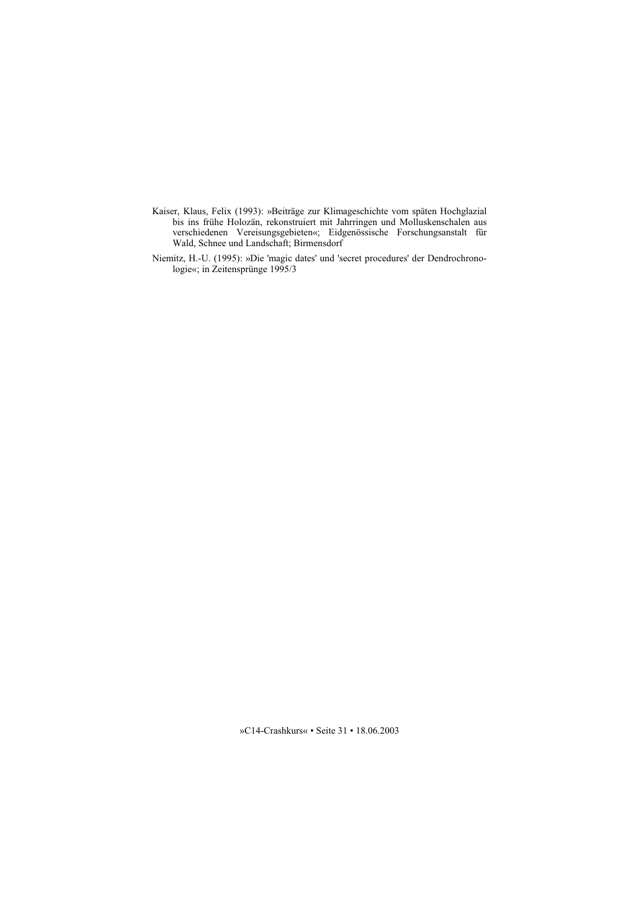Kaiser, Klaus, Felix (1993): »Beiträge zur Klimageschichte vom späten Hochglazial bis ins frühe Holozän, rekonstruiert mit Jahrringen und Molluskenschalen aus verschiedenen Vereisungsgebieten«; Eidgenössische Forschungsanstalt für Wald, Schnee und Landschaft; Birmensdorf

Niemitz, H.-U. (1995): »Die 'magic dates' und 'secret procedures' der Dendrochronologie«; in Zeitensprünge 1995/3